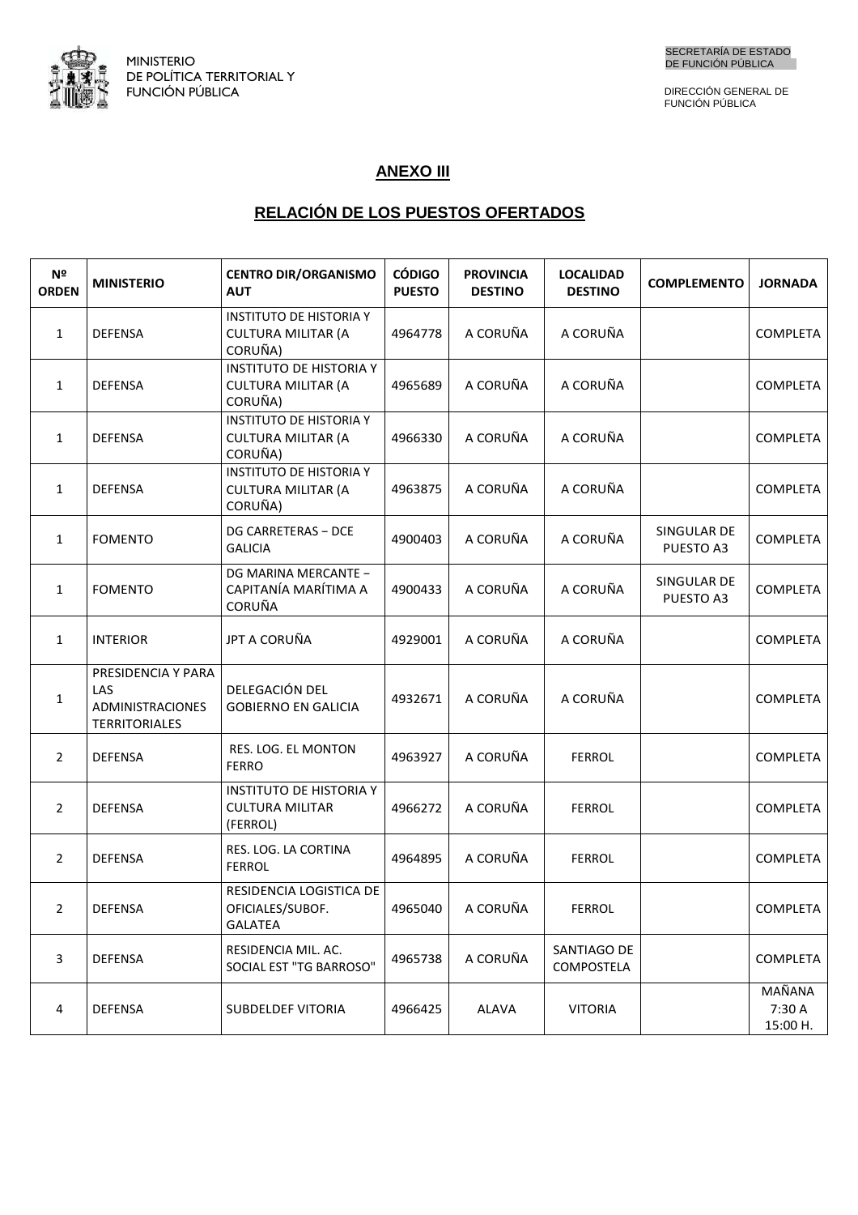MINISTERIO
DE POLÍTICA TERRITORIAL Y
FUNCIÓN PÚBLICA

SECRETARÍA DE ESTADO
DE FUNCIÓN PÚBLICA

DIRECCIÓN GENERAL DE
FUNCIÓN PÚBLICA

## ANEXO III

## RELACIÓN DE LOS PUESTOS OFERTADOS

| Nº ORDEN | MINISTERIO | CENTRO DIR/ORGANISMO AUT | CÓDIGO PUESTO | PROVINCIA DESTINO | LOCALIDAD DESTINO | COMPLEMENTO | JORNADA |
|---|---|---|---|---|---|---|---|
| 1 | DEFENSA | INSTITUTO DE HISTORIA Y CULTURA MILITAR (A CORUÑA) | 4964778 | A CORUÑA | A CORUÑA | | COMPLETA |
| 1 | DEFENSA | INSTITUTO DE HISTORIA Y CULTURA MILITAR (A CORUÑA) | 4965689 | A CORUÑA | A CORUÑA | | COMPLETA |
| 1 | DEFENSA | INSTITUTO DE HISTORIA Y CULTURA MILITAR (A CORUÑA) | 4966330 | A CORUÑA | A CORUÑA | | COMPLETA |
| 1 | DEFENSA | INSTITUTO DE HISTORIA Y CULTURA MILITAR (A CORUÑA) | 4963875 | A CORUÑA | A CORUÑA | | COMPLETA |
| 1 | FOMENTO | DG CARRETERAS – DCE GALICIA | 4900403 | A CORUÑA | A CORUÑA | SINGULAR DE PUESTO A3 | COMPLETA |
| 1 | FOMENTO | DG MARINA MERCANTE – CAPITANÍA MARÍTIMA A CORUÑA | 4900433 | A CORUÑA | A CORUÑA | SINGULAR DE PUESTO A3 | COMPLETA |
| 1 | INTERIOR | JPT A CORUÑA | 4929001 | A CORUÑA | A CORUÑA | | COMPLETA |
| 1 | PRESIDENCIA Y PARA LAS ADMINISTRACIONES TERRITORIALES | DELEGACIÓN DEL GOBIERNO EN GALICIA | 4932671 | A CORUÑA | A CORUÑA | | COMPLETA |
| 2 | DEFENSA | RES. LOG. EL MONTON FERRO | 4963927 | A CORUÑA | FERROL | | COMPLETA |
| 2 | DEFENSA | INSTITUTO DE HISTORIA Y CULTURA MILITAR (FERROL) | 4966272 | A CORUÑA | FERROL | | COMPLETA |
| 2 | DEFENSA | RES. LOG. LA CORTINA FERROL | 4964895 | A CORUÑA | FERROL | | COMPLETA |
| 2 | DEFENSA | RESIDENCIA LOGISTICA DE OFICIALES/SUBOF. GALATEA | 4965040 | A CORUÑA | FERROL | | COMPLETA |
| 3 | DEFENSA | RESIDENCIA MIL. AC. SOCIAL EST "TG BARROSO" | 4965738 | A CORUÑA | SANTIAGO DE COMPOSTELA | | COMPLETA |
| 4 | DEFENSA | SUBDELDEF VITORIA | 4966425 | ALAVA | VITORIA | | MAÑANA 7:30 A 15:00 H. |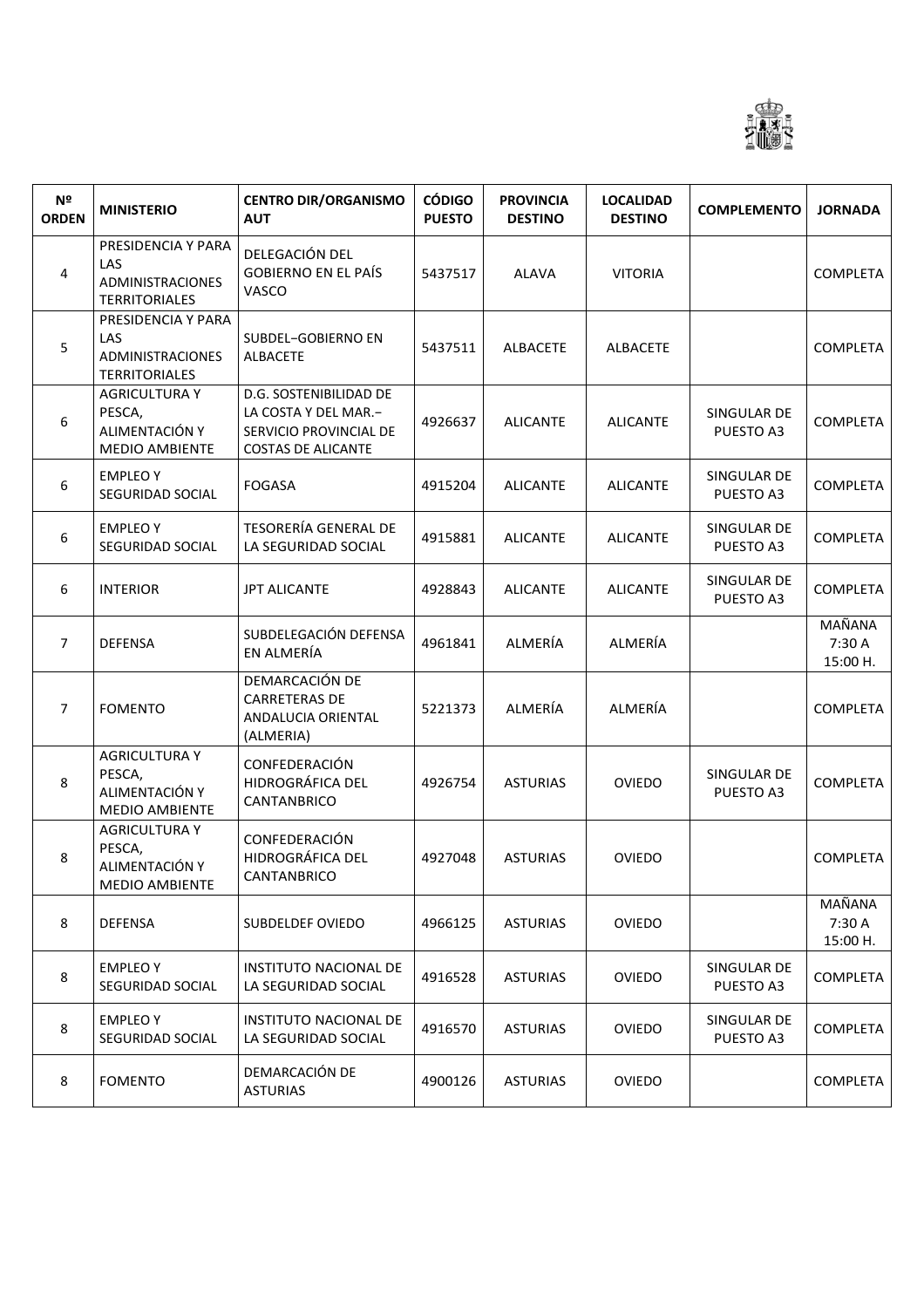| Nº ORDEN | MINISTERIO | CENTRO DIR/ORGANISMO AUT | CÓDIGO PUESTO | PROVINCIA DESTINO | LOCALIDAD DESTINO | COMPLEMENTO | JORNADA |
|---|---|---|---|---|---|---|---|
| 4 | PRESIDENCIA Y PARA LAS ADMINISTRACIONES TERRITORIALES | DELEGACIÓN DEL GOBIERNO EN EL PAÍS VASCO | 5437517 | ALAVA | VITORIA | | COMPLETA |
| 5 | PRESIDENCIA Y PARA LAS ADMINISTRACIONES TERRITORIALES | SUBDEL–GOBIERNO EN ALBACETE | 5437511 | ALBACETE | ALBACETE | | COMPLETA |
| 6 | AGRICULTURA Y PESCA, ALIMENTACIÓN Y MEDIO AMBIENTE | D.G. SOSTENIBILIDAD DE LA COSTA Y DEL MAR.– SERVICIO PROVINCIAL DE COSTAS DE ALICANTE | 4926637 | ALICANTE | ALICANTE | SINGULAR DE PUESTO A3 | COMPLETA |
| 6 | EMPLEO Y SEGURIDAD SOCIAL | FOGASA | 4915204 | ALICANTE | ALICANTE | SINGULAR DE PUESTO A3 | COMPLETA |
| 6 | EMPLEO Y SEGURIDAD SOCIAL | TESORERÍA GENERAL DE LA SEGURIDAD SOCIAL | 4915881 | ALICANTE | ALICANTE | SINGULAR DE PUESTO A3 | COMPLETA |
| 6 | INTERIOR | JPT ALICANTE | 4928843 | ALICANTE | ALICANTE | SINGULAR DE PUESTO A3 | COMPLETA |
| 7 | DEFENSA | SUBDELEGACIÓN DEFENSA EN ALMERÍA | 4961841 | ALMERÍA | ALMERÍA | | MAÑANA 7:30 A 15:00 H. |
| 7 | FOMENTO | DEMARCACIÓN DE CARRETERAS DE ANDALUCIA ORIENTAL (ALMERIA) | 5221373 | ALMERÍA | ALMERÍA | | COMPLETA |
| 8 | AGRICULTURA Y PESCA, ALIMENTACIÓN Y MEDIO AMBIENTE | CONFEDERACIÓN HIDROGRÁFICA DEL CANTANBRICO | 4926754 | ASTURIAS | OVIEDO | SINGULAR DE PUESTO A3 | COMPLETA |
| 8 | AGRICULTURA Y PESCA, ALIMENTACIÓN Y MEDIO AMBIENTE | CONFEDERACIÓN HIDROGRÁFICA DEL CANTANBRICO | 4927048 | ASTURIAS | OVIEDO | | COMPLETA |
| 8 | DEFENSA | SUBDELDEF OVIEDO | 4966125 | ASTURIAS | OVIEDO | | MAÑANA 7:30 A 15:00 H. |
| 8 | EMPLEO Y SEGURIDAD SOCIAL | INSTITUTO NACIONAL DE LA SEGURIDAD SOCIAL | 4916528 | ASTURIAS | OVIEDO | SINGULAR DE PUESTO A3 | COMPLETA |
| 8 | EMPLEO Y SEGURIDAD SOCIAL | INSTITUTO NACIONAL DE LA SEGURIDAD SOCIAL | 4916570 | ASTURIAS | OVIEDO | SINGULAR DE PUESTO A3 | COMPLETA |
| 8 | FOMENTO | DEMARCACIÓN DE ASTURIAS | 4900126 | ASTURIAS | OVIEDO | | COMPLETA |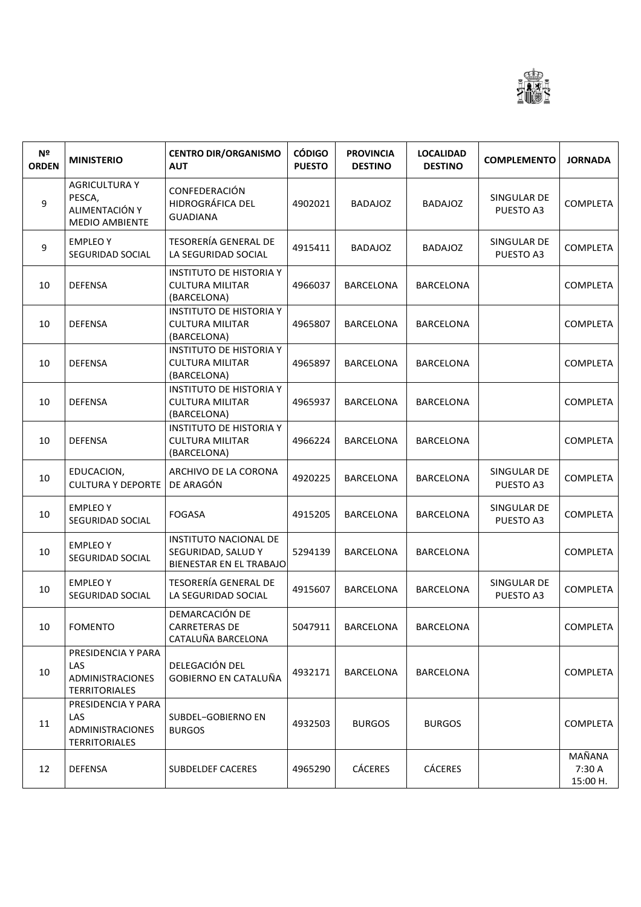| Nº ORDEN | MINISTERIO | CENTRO DIR/ORGANISMO AUT | CÓDIGO PUESTO | PROVINCIA DESTINO | LOCALIDAD DESTINO | COMPLEMENTO | JORNADA |
|---|---|---|---|---|---|---|---|
| 9 | AGRICULTURA Y PESCA, ALIMENTACIÓN Y MEDIO AMBIENTE | CONFEDERACIÓN HIDROGRÁFICA DEL GUADIANA | 4902021 | BADAJOZ | BADAJOZ | SINGULAR DE PUESTO A3 | COMPLETA |
| 9 | EMPLEO Y SEGURIDAD SOCIAL | TESORERÍA GENERAL DE LA SEGURIDAD SOCIAL | 4915411 | BADAJOZ | BADAJOZ | SINGULAR DE PUESTO A3 | COMPLETA |
| 10 | DEFENSA | INSTITUTO DE HISTORIA Y CULTURA MILITAR (BARCELONA) | 4966037 | BARCELONA | BARCELONA | | COMPLETA |
| 10 | DEFENSA | INSTITUTO DE HISTORIA Y CULTURA MILITAR (BARCELONA) | 4965807 | BARCELONA | BARCELONA | | COMPLETA |
| 10 | DEFENSA | INSTITUTO DE HISTORIA Y CULTURA MILITAR (BARCELONA) | 4965897 | BARCELONA | BARCELONA | | COMPLETA |
| 10 | DEFENSA | INSTITUTO DE HISTORIA Y CULTURA MILITAR (BARCELONA) | 4965937 | BARCELONA | BARCELONA | | COMPLETA |
| 10 | DEFENSA | INSTITUTO DE HISTORIA Y CULTURA MILITAR (BARCELONA) | 4966224 | BARCELONA | BARCELONA | | COMPLETA |
| 10 | EDUCACION, CULTURA Y DEPORTE | ARCHIVO DE LA CORONA DE ARAGÓN | 4920225 | BARCELONA | BARCELONA | SINGULAR DE PUESTO A3 | COMPLETA |
| 10 | EMPLEO Y SEGURIDAD SOCIAL | FOGASA | 4915205 | BARCELONA | BARCELONA | SINGULAR DE PUESTO A3 | COMPLETA |
| 10 | EMPLEO Y SEGURIDAD SOCIAL | INSTITUTO NACIONAL DE SEGURIDAD, SALUD Y BIENESTAR EN EL TRABAJO | 5294139 | BARCELONA | BARCELONA | | COMPLETA |
| 10 | EMPLEO Y SEGURIDAD SOCIAL | TESORERÍA GENERAL DE LA SEGURIDAD SOCIAL | 4915607 | BARCELONA | BARCELONA | SINGULAR DE PUESTO A3 | COMPLETA |
| 10 | FOMENTO | DEMARCACIÓN DE CARRETERAS DE CATALUÑA BARCELONA | 5047911 | BARCELONA | BARCELONA | | COMPLETA |
| 10 | PRESIDENCIA Y PARA LAS ADMINISTRACIONES TERRITORIALES | DELEGACIÓN DEL GOBIERNO EN CATALUÑA | 4932171 | BARCELONA | BARCELONA | | COMPLETA |
| 11 | PRESIDENCIA Y PARA LAS ADMINISTRACIONES TERRITORIALES | SUBDEL−GOBIERNO EN BURGOS | 4932503 | BURGOS | BURGOS | | COMPLETA |
| 12 | DEFENSA | SUBDELDEF CACERES | 4965290 | CÁCERES | CÁCERES | | MAÑANA 7:30 A 15:00 H. |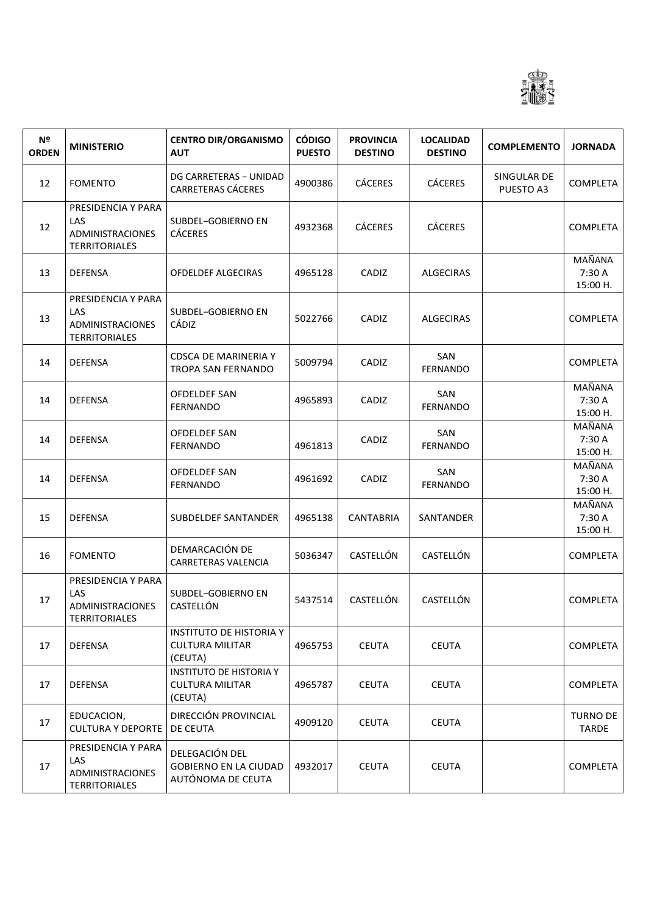| Nº ORDEN | MINISTERIO | CENTRO DIR/ORGANISMO AUT | CÓDIGO PUESTO | PROVINCIA DESTINO | LOCALIDAD DESTINO | COMPLEMENTO | JORNADA |
|---|---|---|---|---|---|---|---|
| 12 | FOMENTO | DG CARRETERAS – UNIDAD CARRETERAS CÁCERES | 4900386 | CÁCERES | CÁCERES | SINGULAR DE PUESTO A3 | COMPLETA |
| 12 | PRESIDENCIA Y PARA LAS ADMINISTRACIONES TERRITORIALES | SUBDEL–GOBIERNO EN CÁCERES | 4932368 | CÁCERES | CÁCERES | | COMPLETA |
| 13 | DEFENSA | OFDELDEF ALGECIRAS | 4965128 | CADIZ | ALGECIRAS | | MAÑANA 7:30 A 15:00 H. |
| 13 | PRESIDENCIA Y PARA LAS ADMINISTRACIONES TERRITORIALES | SUBDEL–GOBIERNO EN CÁDIZ | 5022766 | CADIZ | ALGECIRAS | | COMPLETA |
| 14 | DEFENSA | CDSCA DE MARINERIA Y TROPA SAN FERNANDO | 5009794 | CADIZ | SAN FERNANDO | | COMPLETA |
| 14 | DEFENSA | OFDELDEF SAN FERNANDO | 4965893 | CADIZ | SAN FERNANDO | | MAÑANA 7:30 A 15:00 H. |
| 14 | DEFENSA | OFDELDEF SAN FERNANDO | 4961813 | CADIZ | SAN FERNANDO | | MAÑANA 7:30 A 15:00 H. |
| 14 | DEFENSA | OFDELDEF SAN FERNANDO | 4961692 | CADIZ | SAN FERNANDO | | MAÑANA 7:30 A 15:00 H. |
| 15 | DEFENSA | SUBDELDEF SANTANDER | 4965138 | CANTABRIA | SANTANDER | | MAÑANA 7:30 A 15:00 H. |
| 16 | FOMENTO | DEMARCACIÓN DE CARRETERAS VALENCIA | 5036347 | CASTELLÓN | CASTELLÓN | | COMPLETA |
| 17 | PRESIDENCIA Y PARA LAS ADMINISTRACIONES TERRITORIALES | SUBDEL–GOBIERNO EN CASTELLÓN | 5437514 | CASTELLÓN | CASTELLÓN | | COMPLETA |
| 17 | DEFENSA | INSTITUTO DE HISTORIA Y CULTURA MILITAR (CEUTA) | 4965753 | CEUTA | CEUTA | | COMPLETA |
| 17 | DEFENSA | INSTITUTO DE HISTORIA Y CULTURA MILITAR (CEUTA) | 4965787 | CEUTA | CEUTA | | COMPLETA |
| 17 | EDUCACION, CULTURA Y DEPORTE | DIRECCIÓN PROVINCIAL DE CEUTA | 4909120 | CEUTA | CEUTA | | TURNO DE TARDE |
| 17 | PRESIDENCIA Y PARA LAS ADMINISTRACIONES TERRITORIALES | DELEGACIÓN DEL GOBIERNO EN LA CIUDAD AUTÓNOMA DE CEUTA | 4932017 | CEUTA | CEUTA | | COMPLETA |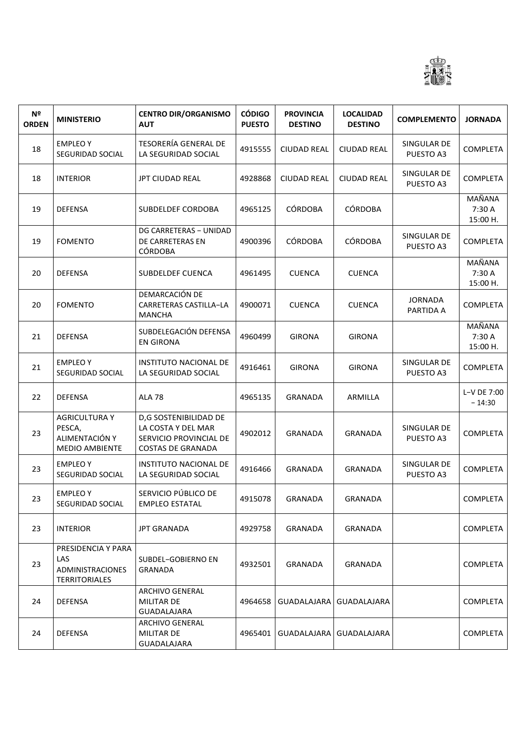| Nº ORDEN | MINISTERIO | CENTRO DIR/ORGANISMO AUT | CÓDIGO PUESTO | PROVINCIA DESTINO | LOCALIDAD DESTINO | COMPLEMENTO | JORNADA |
|---|---|---|---|---|---|---|---|
| 18 | EMPLEO Y SEGURIDAD SOCIAL | TESORERÍA GENERAL DE LA SEGURIDAD SOCIAL | 4915555 | CIUDAD REAL | CIUDAD REAL | SINGULAR DE PUESTO A3 | COMPLETA |
| 18 | INTERIOR | JPT CIUDAD REAL | 4928868 | CIUDAD REAL | CIUDAD REAL | SINGULAR DE PUESTO A3 | COMPLETA |
| 19 | DEFENSA | SUBDELDEF CORDOBA | 4965125 | CÓRDOBA | CÓRDOBA | | MAÑANA 7:30 A 15:00 H. |
| 19 | FOMENTO | DG CARRETERAS − UNIDAD DE CARRETERAS EN CÓRDOBA | 4900396 | CÓRDOBA | CÓRDOBA | SINGULAR DE PUESTO A3 | COMPLETA |
| 20 | DEFENSA | SUBDELDEF CUENCA | 4961495 | CUENCA | CUENCA | | MAÑANA 7:30 A 15:00 H. |
| 20 | FOMENTO | DEMARCACIÓN DE CARRETERAS CASTILLA−LA MANCHA | 4900071 | CUENCA | CUENCA | JORNADA PARTIDA A | COMPLETA |
| 21 | DEFENSA | SUBDELEGACIÓN DEFENSA EN GIRONA | 4960499 | GIRONA | GIRONA | | MAÑANA 7:30 A 15:00 H. |
| 21 | EMPLEO Y SEGURIDAD SOCIAL | INSTITUTO NACIONAL DE LA SEGURIDAD SOCIAL | 4916461 | GIRONA | GIRONA | SINGULAR DE PUESTO A3 | COMPLETA |
| 22 | DEFENSA | ALA 78 | 4965135 | GRANADA | ARMILLA | | L−V DE 7:00 − 14:30 |
| 23 | AGRICULTURA Y PESCA, ALIMENTACIÓN Y MEDIO AMBIENTE | D,G SOSTENIBILIDAD DE LA COSTA Y DEL MAR SERVICIO PROVINCIAL DE COSTAS DE GRANADA | 4902012 | GRANADA | GRANADA | SINGULAR DE PUESTO A3 | COMPLETA |
| 23 | EMPLEO Y SEGURIDAD SOCIAL | INSTITUTO NACIONAL DE LA SEGURIDAD SOCIAL | 4916466 | GRANADA | GRANADA | SINGULAR DE PUESTO A3 | COMPLETA |
| 23 | EMPLEO Y SEGURIDAD SOCIAL | SERVICIO PÚBLICO DE EMPLEO ESTATAL | 4915078 | GRANADA | GRANADA | | COMPLETA |
| 23 | INTERIOR | JPT GRANADA | 4929758 | GRANADA | GRANADA | | COMPLETA |
| 23 | PRESIDENCIA Y PARA LAS ADMINISTRACIONES TERRITORIALES | SUBDEL−GOBIERNO EN GRANADA | 4932501 | GRANADA | GRANADA | | COMPLETA |
| 24 | DEFENSA | ARCHIVO GENERAL MILITAR DE GUADALAJARA | 4964658 | GUADALAJARA | GUADALAJARA | | COMPLETA |
| 24 | DEFENSA | ARCHIVO GENERAL MILITAR DE GUADALAJARA | 4965401 | GUADALAJARA | GUADALAJARA | | COMPLETA |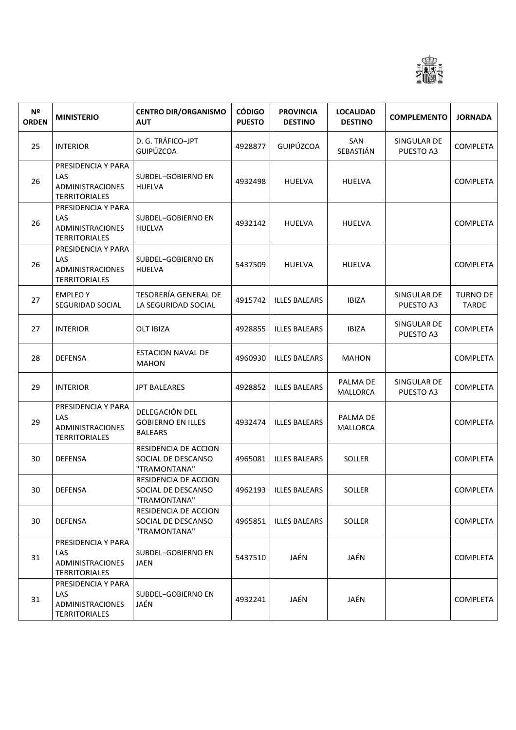| Nº ORDEN | MINISTERIO | CENTRO DIR/ORGANISMO AUT | CÓDIGO PUESTO | PROVINCIA DESTINO | LOCALIDAD DESTINO | COMPLEMENTO | JORNADA |
|---|---|---|---|---|---|---|---|
| 25 | INTERIOR | D. G. TRÁFICO−JPT GUIPÚZCOA | 4928877 | GUIPÚZCOA | SAN SEBASTIÁN | SINGULAR DE PUESTO A3 | COMPLETA |
| 26 | PRESIDENCIA Y PARA LAS ADMINISTRACIONES TERRITORIALES | SUBDEL−GOBIERNO EN HUELVA | 4932498 | HUELVA | HUELVA | | COMPLETA |
| 26 | PRESIDENCIA Y PARA LAS ADMINISTRACIONES TERRITORIALES | SUBDEL−GOBIERNO EN HUELVA | 4932142 | HUELVA | HUELVA | | COMPLETA |
| 26 | PRESIDENCIA Y PARA LAS ADMINISTRACIONES TERRITORIALES | SUBDEL−GOBIERNO EN HUELVA | 5437509 | HUELVA | HUELVA | | COMPLETA |
| 27 | EMPLEO Y SEGURIDAD SOCIAL | TESORERÍA GENERAL DE LA SEGURIDAD SOCIAL | 4915742 | ILLES BALEARS | IBIZA | SINGULAR DE PUESTO A3 | TURNO DE TARDE |
| 27 | INTERIOR | OLT IBIZA | 4928855 | ILLES BALEARS | IBIZA | SINGULAR DE PUESTO A3 | COMPLETA |
| 28 | DEFENSA | ESTACION NAVAL DE MAHON | 4960930 | ILLES BALEARS | MAHON | | COMPLETA |
| 29 | INTERIOR | JPT BALEARES | 4928852 | ILLES BALEARS | PALMA DE MALLORCA | SINGULAR DE PUESTO A3 | COMPLETA |
| 29 | PRESIDENCIA Y PARA LAS ADMINISTRACIONES TERRITORIALES | DELEGACIÓN DEL GOBIERNO EN ILLES BALEARS | 4932474 | ILLES BALEARS | PALMA DE MALLORCA | | COMPLETA |
| 30 | DEFENSA | RESIDENCIA DE ACCION SOCIAL DE DESCANSO "TRAMONTANA" | 4965081 | ILLES BALEARS | SOLLER | | COMPLETA |
| 30 | DEFENSA | RESIDENCIA DE ACCION SOCIAL DE DESCANSO "TRAMONTANA" | 4962193 | ILLES BALEARS | SOLLER | | COMPLETA |
| 30 | DEFENSA | RESIDENCIA DE ACCION SOCIAL DE DESCANSO "TRAMONTANA" | 4965851 | ILLES BALEARS | SOLLER | | COMPLETA |
| 31 | PRESIDENCIA Y PARA LAS ADMINISTRACIONES TERRITORIALES | SUBDEL−GOBIERNO EN JAEN | 5437510 | JAÉN | JAÉN | | COMPLETA |
| 31 | PRESIDENCIA Y PARA LAS ADMINISTRACIONES TERRITORIALES | SUBDEL−GOBIERNO EN JAÉN | 4932241 | JAÉN | JAÉN | | COMPLETA |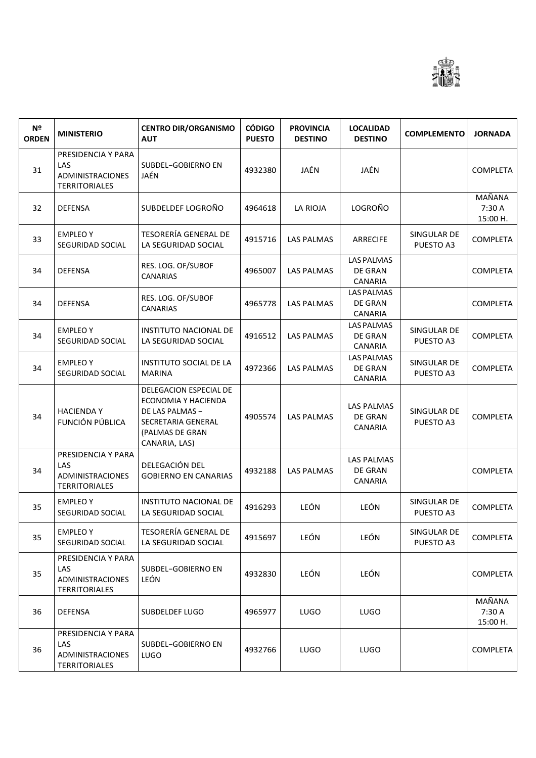| Nº ORDEN | MINISTERIO | CENTRO DIR/ORGANISMO AUT | CÓDIGO PUESTO | PROVINCIA DESTINO | LOCALIDAD DESTINO | COMPLEMENTO | JORNADA |
|---|---|---|---|---|---|---|---|
| 31 | PRESIDENCIA Y PARA LAS ADMINISTRACIONES TERRITORIALES | SUBDEL−GOBIERNO EN JAÉN | 4932380 | JAÉN | JAÉN | | COMPLETA |
| 32 | DEFENSA | SUBDELDEF LOGROÑO | 4964618 | LA RIOJA | LOGROÑO | | MAÑANA 7:30 A 15:00 H. |
| 33 | EMPLEO Y SEGURIDAD SOCIAL | TESORERÍA GENERAL DE LA SEGURIDAD SOCIAL | 4915716 | LAS PALMAS | ARRECIFE | SINGULAR DE PUESTO A3 | COMPLETA |
| 34 | DEFENSA | RES. LOG. OF/SUBOF CANARIAS | 4965007 | LAS PALMAS | LAS PALMAS DE GRAN CANARIA | | COMPLETA |
| 34 | DEFENSA | RES. LOG. OF/SUBOF CANARIAS | 4965778 | LAS PALMAS | LAS PALMAS DE GRAN CANARIA | | COMPLETA |
| 34 | EMPLEO Y SEGURIDAD SOCIAL | INSTITUTO NACIONAL DE LA SEGURIDAD SOCIAL | 4916512 | LAS PALMAS | LAS PALMAS DE GRAN CANARIA | SINGULAR DE PUESTO A3 | COMPLETA |
| 34 | EMPLEO Y SEGURIDAD SOCIAL | INSTITUTO SOCIAL DE LA MARINA | 4972366 | LAS PALMAS | LAS PALMAS DE GRAN CANARIA | SINGULAR DE PUESTO A3 | COMPLETA |
| 34 | HACIENDA Y FUNCIÓN PÚBLICA | DELEGACION ESPECIAL DE ECONOMIA Y HACIENDA DE LAS PALMAS − SECRETARIA GENERAL (PALMAS DE GRAN CANARIA, LAS) | 4905574 | LAS PALMAS | LAS PALMAS DE GRAN CANARIA | SINGULAR DE PUESTO A3 | COMPLETA |
| 34 | PRESIDENCIA Y PARA LAS ADMINISTRACIONES TERRITORIALES | DELEGACIÓN DEL GOBIERNO EN CANARIAS | 4932188 | LAS PALMAS | LAS PALMAS DE GRAN CANARIA | | COMPLETA |
| 35 | EMPLEO Y SEGURIDAD SOCIAL | INSTITUTO NACIONAL DE LA SEGURIDAD SOCIAL | 4916293 | LEÓN | LEÓN | SINGULAR DE PUESTO A3 | COMPLETA |
| 35 | EMPLEO Y SEGURIDAD SOCIAL | TESORERÍA GENERAL DE LA SEGURIDAD SOCIAL | 4915697 | LEÓN | LEÓN | SINGULAR DE PUESTO A3 | COMPLETA |
| 35 | PRESIDENCIA Y PARA LAS ADMINISTRACIONES TERRITORIALES | SUBDEL−GOBIERNO EN LEÓN | 4932830 | LEÓN | LEÓN | | COMPLETA |
| 36 | DEFENSA | SUBDELDEF LUGO | 4965977 | LUGO | LUGO | | MAÑANA 7:30 A 15:00 H. |
| 36 | PRESIDENCIA Y PARA LAS ADMINISTRACIONES TERRITORIALES | SUBDEL−GOBIERNO EN LUGO | 4932766 | LUGO | LUGO | | COMPLETA |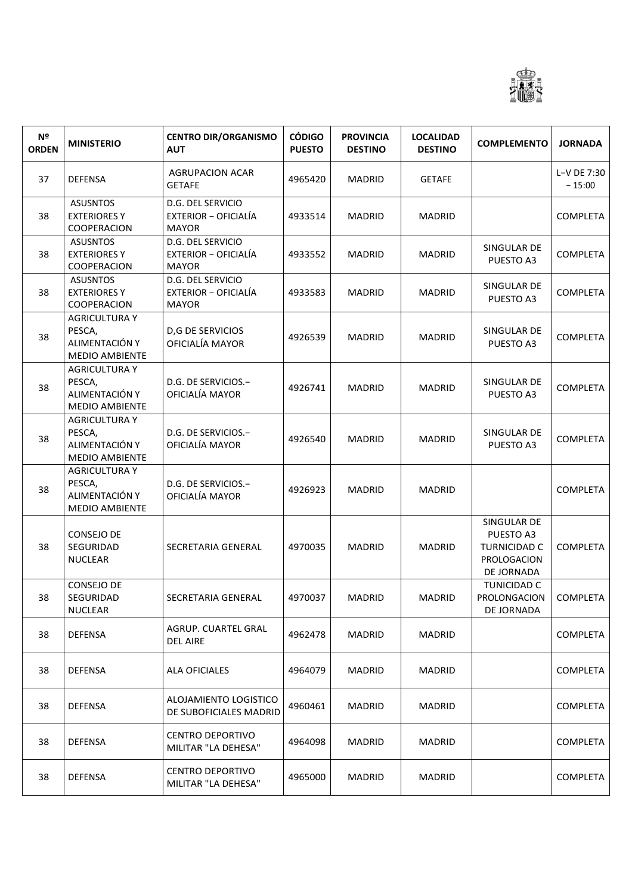| Nº ORDEN | MINISTERIO | CENTRO DIR/ORGANISMO AUT | CÓDIGO PUESTO | PROVINCIA DESTINO | LOCALIDAD DESTINO | COMPLEMENTO | JORNADA |
|---|---|---|---|---|---|---|---|
| 37 | DEFENSA | AGRUPACION ACAR GETAFE | 4965420 | MADRID | GETAFE | | L–V DE 7:30 – 15:00 |
| 38 | ASUSNTOS EXTERIORES Y COOPERACION | D.G. DEL SERVICIO EXTERIOR – OFICIALÍA MAYOR | 4933514 | MADRID | MADRID | | COMPLETA |
| 38 | ASUSNTOS EXTERIORES Y COOPERACION | D.G. DEL SERVICIO EXTERIOR – OFICIALÍA MAYOR | 4933552 | MADRID | MADRID | SINGULAR DE PUESTO A3 | COMPLETA |
| 38 | ASUSNTOS EXTERIORES Y COOPERACION | D.G. DEL SERVICIO EXTERIOR – OFICIALÍA MAYOR | 4933583 | MADRID | MADRID | SINGULAR DE PUESTO A3 | COMPLETA |
| 38 | AGRICULTURA Y PESCA, ALIMENTACIÓN Y MEDIO AMBIENTE | D,G DE SERVICIOS OFICIALÍA MAYOR | 4926539 | MADRID | MADRID | SINGULAR DE PUESTO A3 | COMPLETA |
| 38 | AGRICULTURA Y PESCA, ALIMENTACIÓN Y MEDIO AMBIENTE | D.G. DE SERVICIOS.– OFICIALÍA MAYOR | 4926741 | MADRID | MADRID | SINGULAR DE PUESTO A3 | COMPLETA |
| 38 | AGRICULTURA Y PESCA, ALIMENTACIÓN Y MEDIO AMBIENTE | D.G. DE SERVICIOS.– OFICIALÍA MAYOR | 4926540 | MADRID | MADRID | SINGULAR DE PUESTO A3 | COMPLETA |
| 38 | AGRICULTURA Y PESCA, ALIMENTACIÓN Y MEDIO AMBIENTE | D.G. DE SERVICIOS.– OFICIALÍA MAYOR | 4926923 | MADRID | MADRID | | COMPLETA |
| 38 | CONSEJO DE SEGURIDAD NUCLEAR | SECRETARIA GENERAL | 4970035 | MADRID | MADRID | SINGULAR DE PUESTO A3 TURNICIDAD C PROLOGACION DE JORNADA | COMPLETA |
| 38 | CONSEJO DE SEGURIDAD NUCLEAR | SECRETARIA GENERAL | 4970037 | MADRID | MADRID | TUNICIDAD C PROLONGACION DE JORNADA | COMPLETA |
| 38 | DEFENSA | AGRUP. CUARTEL GRAL DEL AIRE | 4962478 | MADRID | MADRID | | COMPLETA |
| 38 | DEFENSA | ALA OFICIALES | 4964079 | MADRID | MADRID | | COMPLETA |
| 38 | DEFENSA | ALOJAMIENTO LOGISTICO DE SUBOFICIALES MADRID | 4960461 | MADRID | MADRID | | COMPLETA |
| 38 | DEFENSA | CENTRO DEPORTIVO MILITAR "LA DEHESA" | 4964098 | MADRID | MADRID | | COMPLETA |
| 38 | DEFENSA | CENTRO DEPORTIVO MILITAR "LA DEHESA" | 4965000 | MADRID | MADRID | | COMPLETA |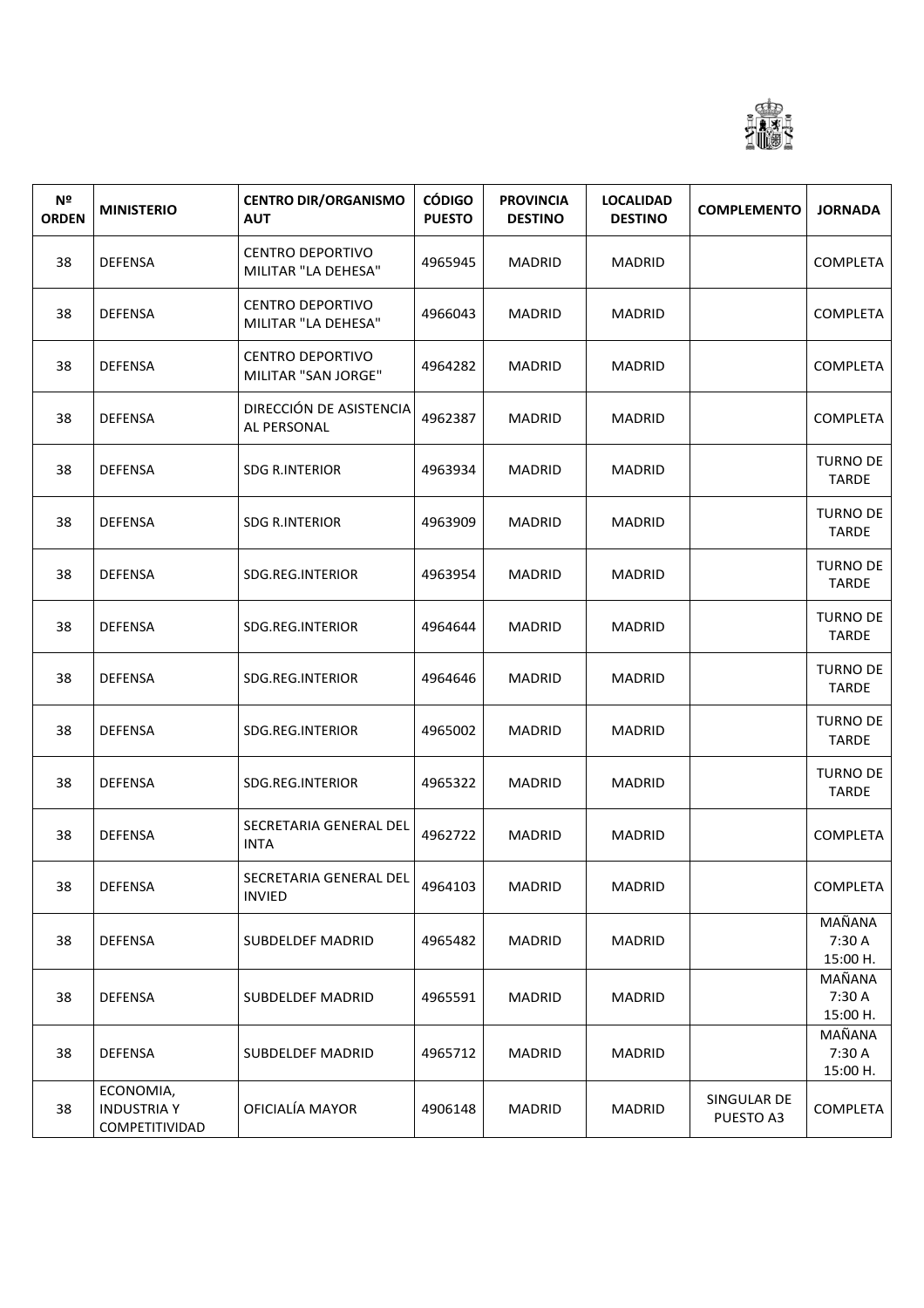| Nº ORDEN | MINISTERIO | CENTRO DIR/ORGANISMO AUT | CÓDIGO PUESTO | PROVINCIA DESTINO | LOCALIDAD DESTINO | COMPLEMENTO | JORNADA |
|---|---|---|---|---|---|---|---|
| 38 | DEFENSA | CENTRO DEPORTIVO MILITAR "LA DEHESA" | 4965945 | MADRID | MADRID | | COMPLETA |
| 38 | DEFENSA | CENTRO DEPORTIVO MILITAR "LA DEHESA" | 4966043 | MADRID | MADRID | | COMPLETA |
| 38 | DEFENSA | CENTRO DEPORTIVO MILITAR "SAN JORGE" | 4964282 | MADRID | MADRID | | COMPLETA |
| 38 | DEFENSA | DIRECCIÓN DE ASISTENCIA AL PERSONAL | 4962387 | MADRID | MADRID | | COMPLETA |
| 38 | DEFENSA | SDG R.INTERIOR | 4963934 | MADRID | MADRID | | TURNO DE TARDE |
| 38 | DEFENSA | SDG R.INTERIOR | 4963909 | MADRID | MADRID | | TURNO DE TARDE |
| 38 | DEFENSA | SDG.REG.INTERIOR | 4963954 | MADRID | MADRID | | TURNO DE TARDE |
| 38 | DEFENSA | SDG.REG.INTERIOR | 4964644 | MADRID | MADRID | | TURNO DE TARDE |
| 38 | DEFENSA | SDG.REG.INTERIOR | 4964646 | MADRID | MADRID | | TURNO DE TARDE |
| 38 | DEFENSA | SDG.REG.INTERIOR | 4965002 | MADRID | MADRID | | TURNO DE TARDE |
| 38 | DEFENSA | SDG.REG.INTERIOR | 4965322 | MADRID | MADRID | | TURNO DE TARDE |
| 38 | DEFENSA | SECRETARIA GENERAL DEL INTA | 4962722 | MADRID | MADRID | | COMPLETA |
| 38 | DEFENSA | SECRETARIA GENERAL DEL INVIED | 4964103 | MADRID | MADRID | | COMPLETA |
| 38 | DEFENSA | SUBDELDEF MADRID | 4965482 | MADRID | MADRID | | MAÑANA 7:30 A 15:00 H. |
| 38 | DEFENSA | SUBDELDEF MADRID | 4965591 | MADRID | MADRID | | MAÑANA 7:30 A 15:00 H. |
| 38 | DEFENSA | SUBDELDEF MADRID | 4965712 | MADRID | MADRID | | MAÑANA 7:30 A 15:00 H. |
| 38 | ECONOMIA, INDUSTRIA Y COMPETITIVIDAD | OFICIALÍA MAYOR | 4906148 | MADRID | MADRID | SINGULAR DE PUESTO A3 | COMPLETA |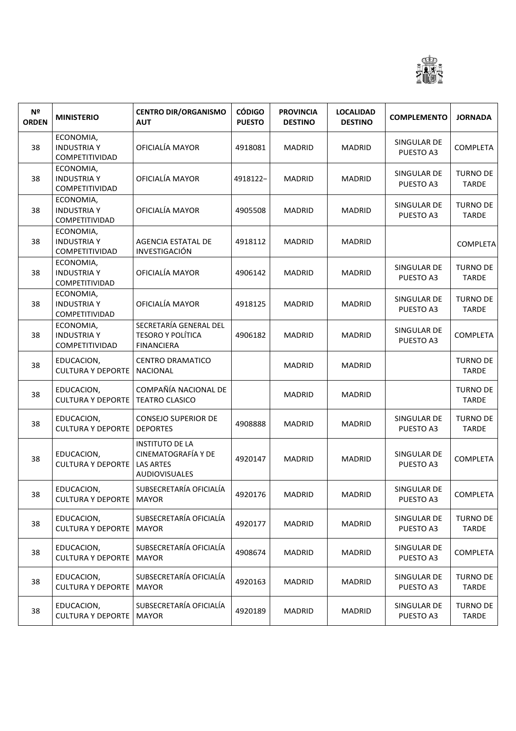| Nº ORDEN | MINISTERIO | CENTRO DIR/ORGANISMO AUT | CÓDIGO PUESTO | PROVINCIA DESTINO | LOCALIDAD DESTINO | COMPLEMENTO | JORNADA |
|---|---|---|---|---|---|---|---|
| 38 | ECONOMIA, INDUSTRIA Y COMPETITIVIDAD | OFICIALÍA MAYOR | 4918081 | MADRID | MADRID | SINGULAR DE PUESTO A3 | COMPLETA |
| 38 | ECONOMIA, INDUSTRIA Y COMPETITIVIDAD | OFICIALÍA MAYOR | 4918122– | MADRID | MADRID | SINGULAR DE PUESTO A3 | TURNO DE TARDE |
| 38 | ECONOMIA, INDUSTRIA Y COMPETITIVIDAD | OFICIALÍA MAYOR | 4905508 | MADRID | MADRID | SINGULAR DE PUESTO A3 | TURNO DE TARDE |
| 38 | ECONOMIA, INDUSTRIA Y COMPETITIVIDAD | AGENCIA ESTATAL DE INVESTIGACIÓN | 4918112 | MADRID | MADRID | | COMPLETA |
| 38 | ECONOMIA, INDUSTRIA Y COMPETITIVIDAD | OFICIALÍA MAYOR | 4906142 | MADRID | MADRID | SINGULAR DE PUESTO A3 | TURNO DE TARDE |
| 38 | ECONOMIA, INDUSTRIA Y COMPETITIVIDAD | OFICIALÍA MAYOR | 4918125 | MADRID | MADRID | SINGULAR DE PUESTO A3 | TURNO DE TARDE |
| 38 | ECONOMIA, INDUSTRIA Y COMPETITIVIDAD | SECRETARÍA GENERAL DEL TESORO Y POLÍTICA FINANCIERA | 4906182 | MADRID | MADRID | SINGULAR DE PUESTO A3 | COMPLETA |
| 38 | EDUCACION, CULTURA Y DEPORTE | CENTRO DRAMATICO NACIONAL | | MADRID | MADRID | | TURNO DE TARDE |
| 38 | EDUCACION, CULTURA Y DEPORTE | COMPAÑÍA NACIONAL DE TEATRO CLASICO | | MADRID | MADRID | | TURNO DE TARDE |
| 38 | EDUCACION, CULTURA Y DEPORTE | CONSEJO SUPERIOR DE DEPORTES | 4908888 | MADRID | MADRID | SINGULAR DE PUESTO A3 | TURNO DE TARDE |
| 38 | EDUCACION, CULTURA Y DEPORTE | INSTITUTO DE LA CINEMATOGRAFÍA Y DE LAS ARTES AUDIOVISUALES | 4920147 | MADRID | MADRID | SINGULAR DE PUESTO A3 | COMPLETA |
| 38 | EDUCACION, CULTURA Y DEPORTE | SUBSECRETARÍA OFICIALÍA MAYOR | 4920176 | MADRID | MADRID | SINGULAR DE PUESTO A3 | COMPLETA |
| 38 | EDUCACION, CULTURA Y DEPORTE | SUBSECRETARÍA OFICIALÍA MAYOR | 4920177 | MADRID | MADRID | SINGULAR DE PUESTO A3 | TURNO DE TARDE |
| 38 | EDUCACION, CULTURA Y DEPORTE | SUBSECRETARÍA OFICIALÍA MAYOR | 4908674 | MADRID | MADRID | SINGULAR DE PUESTO A3 | COMPLETA |
| 38 | EDUCACION, CULTURA Y DEPORTE | SUBSECRETARÍA OFICIALÍA MAYOR | 4920163 | MADRID | MADRID | SINGULAR DE PUESTO A3 | TURNO DE TARDE |
| 38 | EDUCACION, CULTURA Y DEPORTE | SUBSECRETARÍA OFICIALÍA MAYOR | 4920189 | MADRID | MADRID | SINGULAR DE PUESTO A3 | TURNO DE TARDE |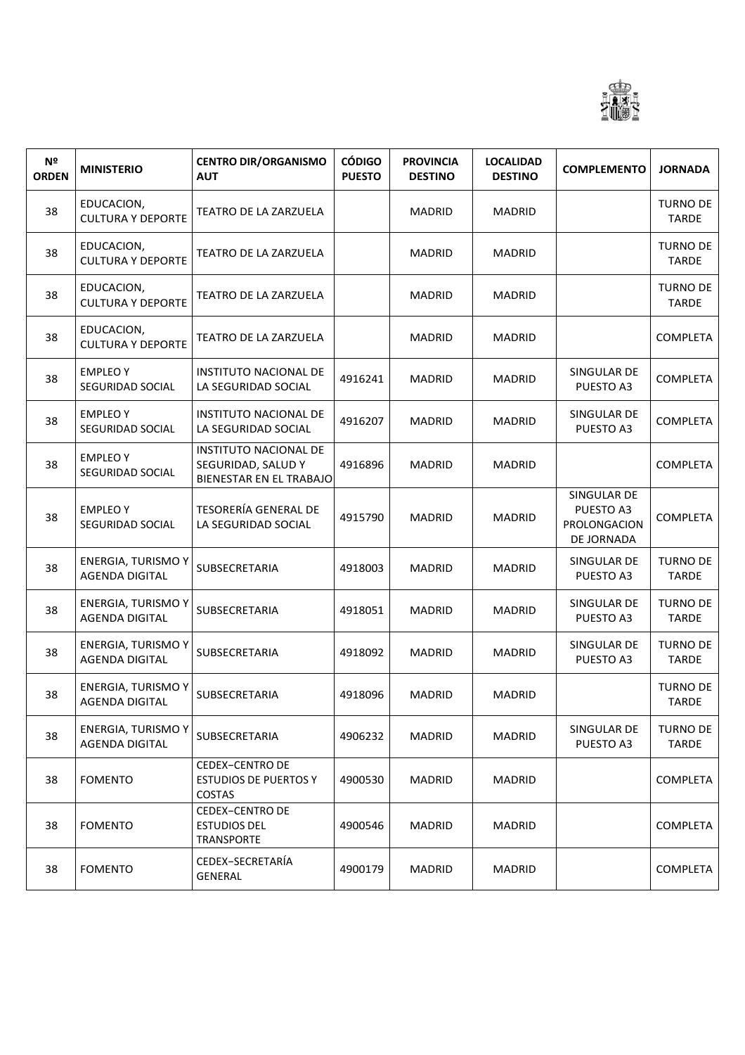| Nº ORDEN | MINISTERIO | CENTRO DIR/ORGANISMO AUT | CÓDIGO PUESTO | PROVINCIA DESTINO | LOCALIDAD DESTINO | COMPLEMENTO | JORNADA |
|---|---|---|---|---|---|---|---|
| 38 | EDUCACION, CULTURA Y DEPORTE | TEATRO DE LA ZARZUELA | | MADRID | MADRID | | TURNO DE TARDE |
| 38 | EDUCACION, CULTURA Y DEPORTE | TEATRO DE LA ZARZUELA | | MADRID | MADRID | | TURNO DE TARDE |
| 38 | EDUCACION, CULTURA Y DEPORTE | TEATRO DE LA ZARZUELA | | MADRID | MADRID | | TURNO DE TARDE |
| 38 | EDUCACION, CULTURA Y DEPORTE | TEATRO DE LA ZARZUELA | | MADRID | MADRID | | COMPLETA |
| 38 | EMPLEO Y SEGURIDAD SOCIAL | INSTITUTO NACIONAL DE LA SEGURIDAD SOCIAL | 4916241 | MADRID | MADRID | SINGULAR DE PUESTO A3 | COMPLETA |
| 38 | EMPLEO Y SEGURIDAD SOCIAL | INSTITUTO NACIONAL DE LA SEGURIDAD SOCIAL | 4916207 | MADRID | MADRID | SINGULAR DE PUESTO A3 | COMPLETA |
| 38 | EMPLEO Y SEGURIDAD SOCIAL | INSTITUTO NACIONAL DE SEGURIDAD, SALUD Y BIENESTAR EN EL TRABAJO | 4916896 | MADRID | MADRID | | COMPLETA |
| 38 | EMPLEO Y SEGURIDAD SOCIAL | TESORERÍA GENERAL DE LA SEGURIDAD SOCIAL | 4915790 | MADRID | MADRID | SINGULAR DE PUESTO A3 PROLONGACION DE JORNADA | COMPLETA |
| 38 | ENERGIA, TURISMO Y AGENDA DIGITAL | SUBSECRETARIA | 4918003 | MADRID | MADRID | SINGULAR DE PUESTO A3 | TURNO DE TARDE |
| 38 | ENERGIA, TURISMO Y AGENDA DIGITAL | SUBSECRETARIA | 4918051 | MADRID | MADRID | SINGULAR DE PUESTO A3 | TURNO DE TARDE |
| 38 | ENERGIA, TURISMO Y AGENDA DIGITAL | SUBSECRETARIA | 4918092 | MADRID | MADRID | SINGULAR DE PUESTO A3 | TURNO DE TARDE |
| 38 | ENERGIA, TURISMO Y AGENDA DIGITAL | SUBSECRETARIA | 4918096 | MADRID | MADRID | | TURNO DE TARDE |
| 38 | ENERGIA, TURISMO Y AGENDA DIGITAL | SUBSECRETARIA | 4906232 | MADRID | MADRID | SINGULAR DE PUESTO A3 | TURNO DE TARDE |
| 38 | FOMENTO | CEDEX–CENTRO DE ESTUDIOS DE PUERTOS Y COSTAS | 4900530 | MADRID | MADRID | | COMPLETA |
| 38 | FOMENTO | CEDEX–CENTRO DE ESTUDIOS DEL TRANSPORTE | 4900546 | MADRID | MADRID | | COMPLETA |
| 38 | FOMENTO | CEDEX–SECRETARÍA GENERAL | 4900179 | MADRID | MADRID | | COMPLETA |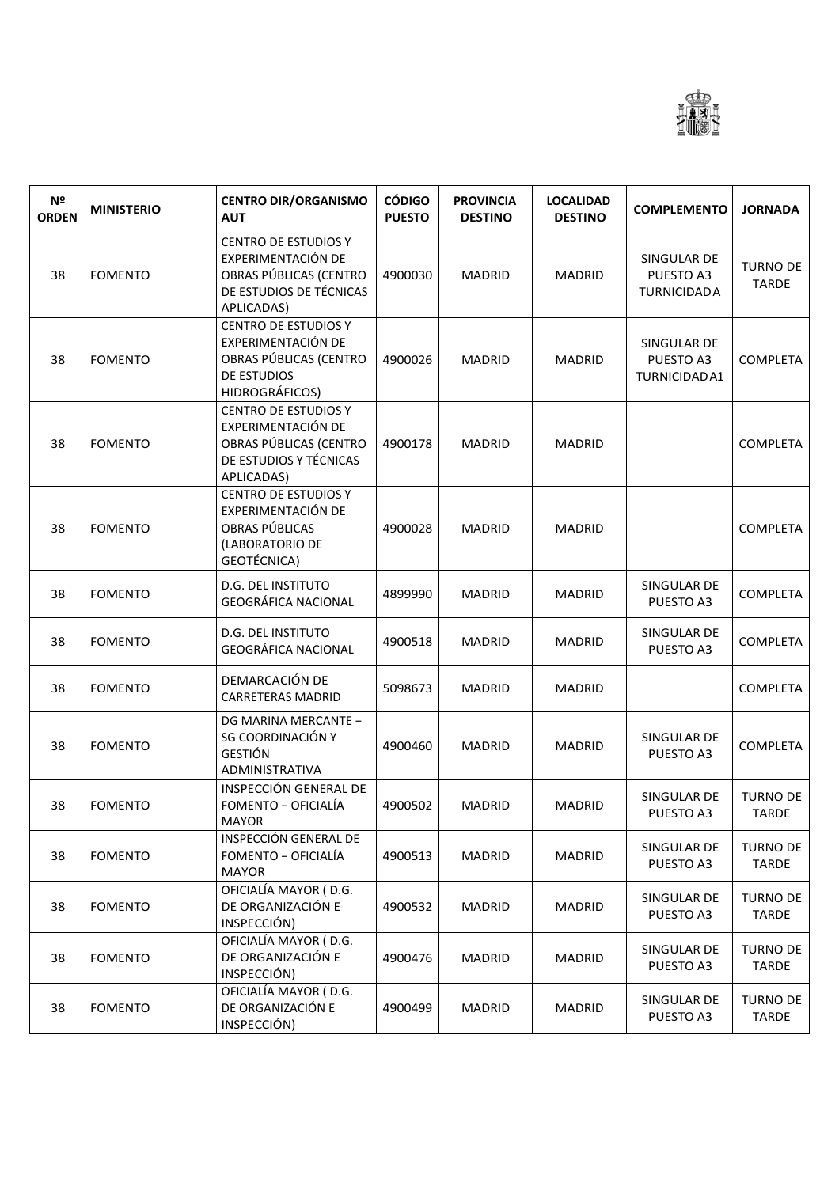| Nº ORDEN | MINISTERIO | CENTRO DIR/ORGANISMO AUT | CÓDIGO PUESTO | PROVINCIA DESTINO | LOCALIDAD DESTINO | COMPLEMENTO | JORNADA |
|---|---|---|---|---|---|---|---|
| 38 | FOMENTO | CENTRO DE ESTUDIOS Y EXPERIMENTACIÓN DE OBRAS PÚBLICAS (CENTRO DE ESTUDIOS DE TÉCNICAS APLICADAS) | 4900030 | MADRID | MADRID | SINGULAR DE PUESTO A3 TURNICIDADA | TURNO DE TARDE |
| 38 | FOMENTO | CENTRO DE ESTUDIOS Y EXPERIMENTACIÓN DE OBRAS PÚBLICAS (CENTRO DE ESTUDIOS HIDROGRÁFICOS) | 4900026 | MADRID | MADRID | SINGULAR DE PUESTO A3 TURNICIDADA1 | COMPLETA |
| 38 | FOMENTO | CENTRO DE ESTUDIOS Y EXPERIMENTACIÓN DE OBRAS PÚBLICAS (CENTRO DE ESTUDIOS Y TÉCNICAS APLICADAS) | 4900178 | MADRID | MADRID | | COMPLETA |
| 38 | FOMENTO | CENTRO DE ESTUDIOS Y EXPERIMENTACIÓN DE OBRAS PÚBLICAS (LABORATORIO DE GEOTÉCNICA) | 4900028 | MADRID | MADRID | | COMPLETA |
| 38 | FOMENTO | D.G. DEL INSTITUTO GEOGRÁFICA NACIONAL | 4899990 | MADRID | MADRID | SINGULAR DE PUESTO A3 | COMPLETA |
| 38 | FOMENTO | D.G. DEL INSTITUTO GEOGRÁFICA NACIONAL | 4900518 | MADRID | MADRID | SINGULAR DE PUESTO A3 | COMPLETA |
| 38 | FOMENTO | DEMARCACIÓN DE CARRETERAS MADRID | 5098673 | MADRID | MADRID | | COMPLETA |
| 38 | FOMENTO | DG MARINA MERCANTE – SG COORDINACIÓN Y GESTIÓN ADMINISTRATIVA | 4900460 | MADRID | MADRID | SINGULAR DE PUESTO A3 | COMPLETA |
| 38 | FOMENTO | INSPECCIÓN GENERAL DE FOMENTO – OFICIALÍA MAYOR | 4900502 | MADRID | MADRID | SINGULAR DE PUESTO A3 | TURNO DE TARDE |
| 38 | FOMENTO | INSPECCIÓN GENERAL DE FOMENTO – OFICIALÍA MAYOR | 4900513 | MADRID | MADRID | SINGULAR DE PUESTO A3 | TURNO DE TARDE |
| 38 | FOMENTO | OFICIALÍA MAYOR ( D.G. DE ORGANIZACIÓN E INSPECCIÓN) | 4900532 | MADRID | MADRID | SINGULAR DE PUESTO A3 | TURNO DE TARDE |
| 38 | FOMENTO | OFICIALÍA MAYOR ( D.G. DE ORGANIZACIÓN E INSPECCIÓN) | 4900476 | MADRID | MADRID | SINGULAR DE PUESTO A3 | TURNO DE TARDE |
| 38 | FOMENTO | OFICIALÍA MAYOR ( D.G. DE ORGANIZACIÓN E INSPECCIÓN) | 4900499 | MADRID | MADRID | SINGULAR DE PUESTO A3 | TURNO DE TARDE |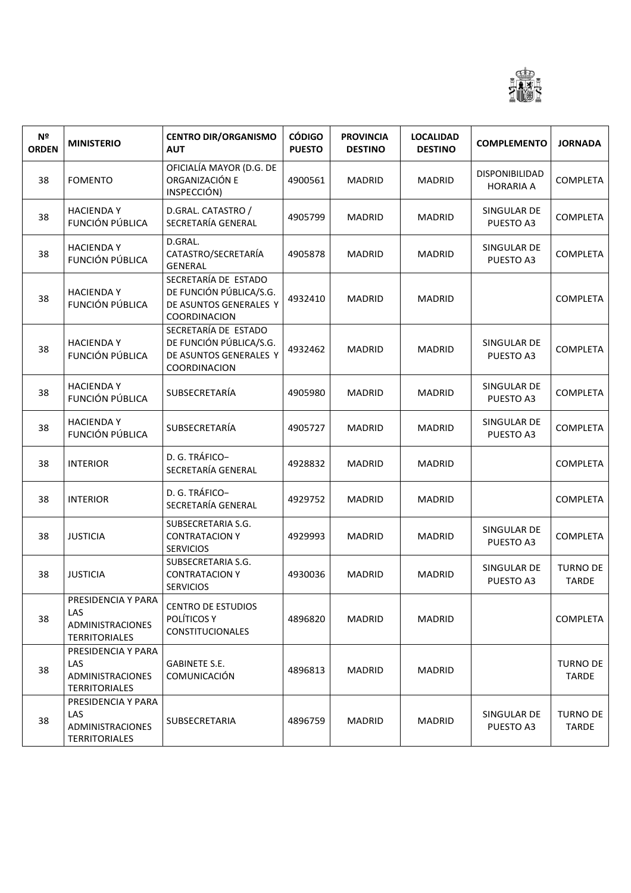| Nº ORDEN | MINISTERIO | CENTRO DIR/ORGANISMO AUT | CÓDIGO PUESTO | PROVINCIA DESTINO | LOCALIDAD DESTINO | COMPLEMENTO | JORNADA |
|---|---|---|---|---|---|---|---|
| 38 | FOMENTO | OFICIALÍA MAYOR (D.G. DE ORGANIZACIÓN E INSPECCIÓN) | 4900561 | MADRID | MADRID | DISPONIBILIDAD HORARIA A | COMPLETA |
| 38 | HACIENDA Y FUNCIÓN PÚBLICA | D.GRAL. CATASTRO / SECRETARÍA GENERAL | 4905799 | MADRID | MADRID | SINGULAR DE PUESTO A3 | COMPLETA |
| 38 | HACIENDA Y FUNCIÓN PÚBLICA | D.GRAL. CATASTRO/SECRETARÍA GENERAL | 4905878 | MADRID | MADRID | SINGULAR DE PUESTO A3 | COMPLETA |
| 38 | HACIENDA Y FUNCIÓN PÚBLICA | SECRETARÍA DE ESTADO DE FUNCIÓN PÚBLICA/S.G. DE ASUNTOS GENERALES Y COORDINACION | 4932410 | MADRID | MADRID | | COMPLETA |
| 38 | HACIENDA Y FUNCIÓN PÚBLICA | SECRETARÍA DE ESTADO DE FUNCIÓN PÚBLICA/S.G. DE ASUNTOS GENERALES Y COORDINACION | 4932462 | MADRID | MADRID | SINGULAR DE PUESTO A3 | COMPLETA |
| 38 | HACIENDA Y FUNCIÓN PÚBLICA | SUBSECRETARÍA | 4905980 | MADRID | MADRID | SINGULAR DE PUESTO A3 | COMPLETA |
| 38 | HACIENDA Y FUNCIÓN PÚBLICA | SUBSECRETARÍA | 4905727 | MADRID | MADRID | SINGULAR DE PUESTO A3 | COMPLETA |
| 38 | INTERIOR | D. G. TRÁFICO– SECRETARÍA GENERAL | 4928832 | MADRID | MADRID | | COMPLETA |
| 38 | INTERIOR | D. G. TRÁFICO– SECRETARÍA GENERAL | 4929752 | MADRID | MADRID | | COMPLETA |
| 38 | JUSTICIA | SUBSECRETARIA S.G. CONTRATACION Y SERVICIOS | 4929993 | MADRID | MADRID | SINGULAR DE PUESTO A3 | COMPLETA |
| 38 | JUSTICIA | SUBSECRETARIA S.G. CONTRATACION Y SERVICIOS | 4930036 | MADRID | MADRID | SINGULAR DE PUESTO A3 | TURNO DE TARDE |
| 38 | PRESIDENCIA Y PARA LAS ADMINISTRACIONES TERRITORIALES | CENTRO DE ESTUDIOS POLÍTICOS Y CONSTITUCIONALES | 4896820 | MADRID | MADRID | | COMPLETA |
| 38 | PRESIDENCIA Y PARA LAS ADMINISTRACIONES TERRITORIALES | GABINETE S.E. COMUNICACIÓN | 4896813 | MADRID | MADRID | | TURNO DE TARDE |
| 38 | PRESIDENCIA Y PARA LAS ADMINISTRACIONES TERRITORIALES | SUBSECRETARIA | 4896759 | MADRID | MADRID | SINGULAR DE PUESTO A3 | TURNO DE TARDE |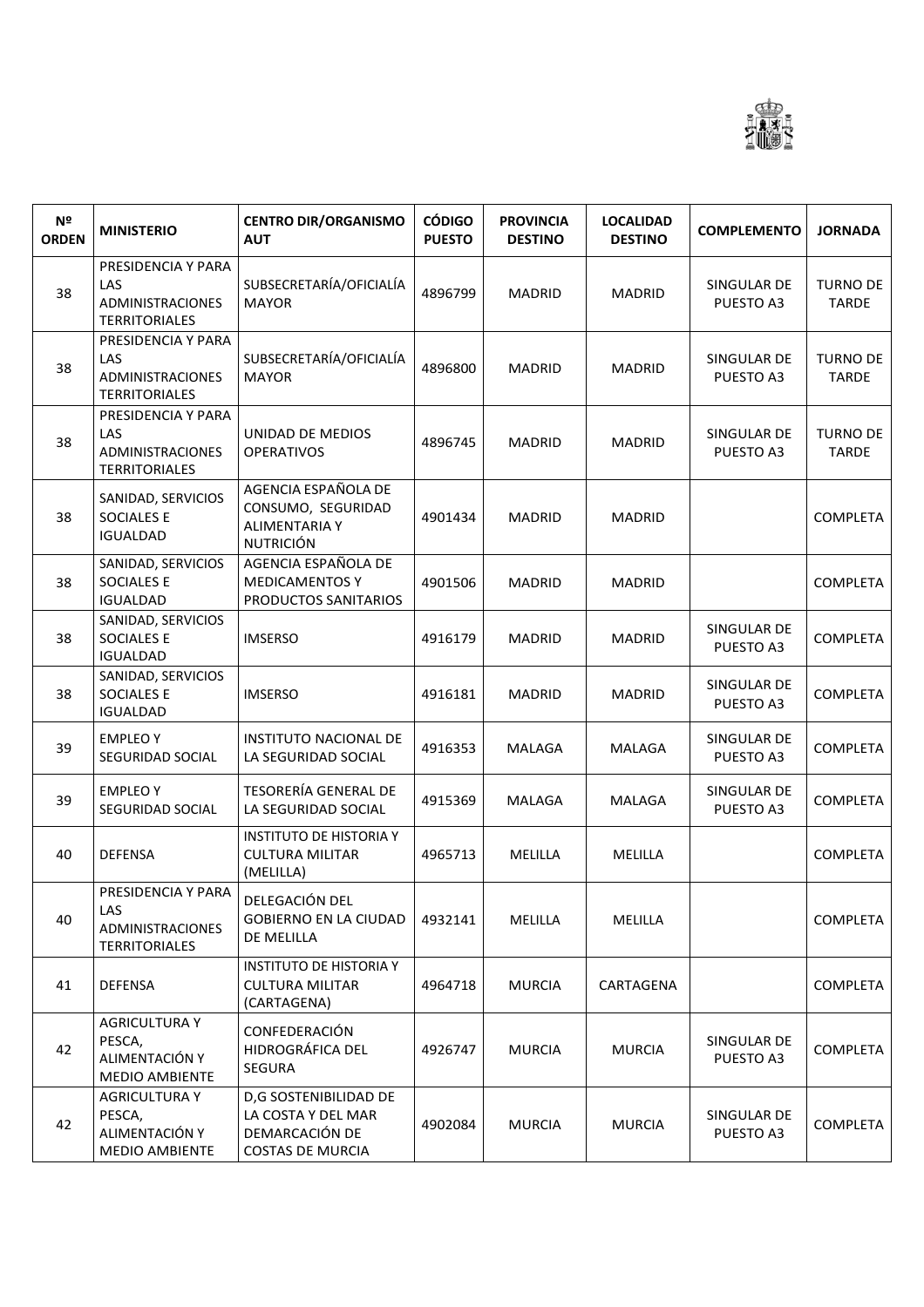| Nº ORDEN | MINISTERIO | CENTRO DIR/ORGANISMO AUT | CÓDIGO PUESTO | PROVINCIA DESTINO | LOCALIDAD DESTINO | COMPLEMENTO | JORNADA |
|---|---|---|---|---|---|---|---|
| 38 | PRESIDENCIA Y PARA LAS ADMINISTRACIONES TERRITORIALES | SUBSECRETARÍA/OFICIALÍA MAYOR | 4896799 | MADRID | MADRID | SINGULAR DE PUESTO A3 | TURNO DE TARDE |
| 38 | PRESIDENCIA Y PARA LAS ADMINISTRACIONES TERRITORIALES | SUBSECRETARÍA/OFICIALÍA MAYOR | 4896800 | MADRID | MADRID | SINGULAR DE PUESTO A3 | TURNO DE TARDE |
| 38 | PRESIDENCIA Y PARA LAS ADMINISTRACIONES TERRITORIALES | UNIDAD DE MEDIOS OPERATIVOS | 4896745 | MADRID | MADRID | SINGULAR DE PUESTO A3 | TURNO DE TARDE |
| 38 | SANIDAD, SERVICIOS SOCIALES E IGUALDAD | AGENCIA ESPAÑOLA DE CONSUMO, SEGURIDAD ALIMENTARIA Y NUTRICIÓN | 4901434 | MADRID | MADRID | | COMPLETA |
| 38 | SANIDAD, SERVICIOS SOCIALES E IGUALDAD | AGENCIA ESPAÑOLA DE MEDICAMENTOS Y PRODUCTOS SANITARIOS | 4901506 | MADRID | MADRID | | COMPLETA |
| 38 | SANIDAD, SERVICIOS SOCIALES E IGUALDAD | IMSERSO | 4916179 | MADRID | MADRID | SINGULAR DE PUESTO A3 | COMPLETA |
| 38 | SANIDAD, SERVICIOS SOCIALES E IGUALDAD | IMSERSO | 4916181 | MADRID | MADRID | SINGULAR DE PUESTO A3 | COMPLETA |
| 39 | EMPLEO Y SEGURIDAD SOCIAL | INSTITUTO NACIONAL DE LA SEGURIDAD SOCIAL | 4916353 | MALAGA | MALAGA | SINGULAR DE PUESTO A3 | COMPLETA |
| 39 | EMPLEO Y SEGURIDAD SOCIAL | TESORERÍA GENERAL DE LA SEGURIDAD SOCIAL | 4915369 | MALAGA | MALAGA | SINGULAR DE PUESTO A3 | COMPLETA |
| 40 | DEFENSA | INSTITUTO DE HISTORIA Y CULTURA MILITAR (MELILLA) | 4965713 | MELILLA | MELILLA | | COMPLETA |
| 40 | PRESIDENCIA Y PARA LAS ADMINISTRACIONES TERRITORIALES | DELEGACIÓN DEL GOBIERNO EN LA CIUDAD DE MELILLA | 4932141 | MELILLA | MELILLA | | COMPLETA |
| 41 | DEFENSA | INSTITUTO DE HISTORIA Y CULTURA MILITAR (CARTAGENA) | 4964718 | MURCIA | CARTAGENA | | COMPLETA |
| 42 | AGRICULTURA Y PESCA, ALIMENTACIÓN Y MEDIO AMBIENTE | CONFEDERACIÓN HIDROGRÁFICA DEL SEGURA | 4926747 | MURCIA | MURCIA | SINGULAR DE PUESTO A3 | COMPLETA |
| 42 | AGRICULTURA Y PESCA, ALIMENTACIÓN Y MEDIO AMBIENTE | D,G SOSTENIBILIDAD DE LA COSTA Y DEL MAR DEMARCACIÓN DE COSTAS DE MURCIA | 4902084 | MURCIA | MURCIA | SINGULAR DE PUESTO A3 | COMPLETA |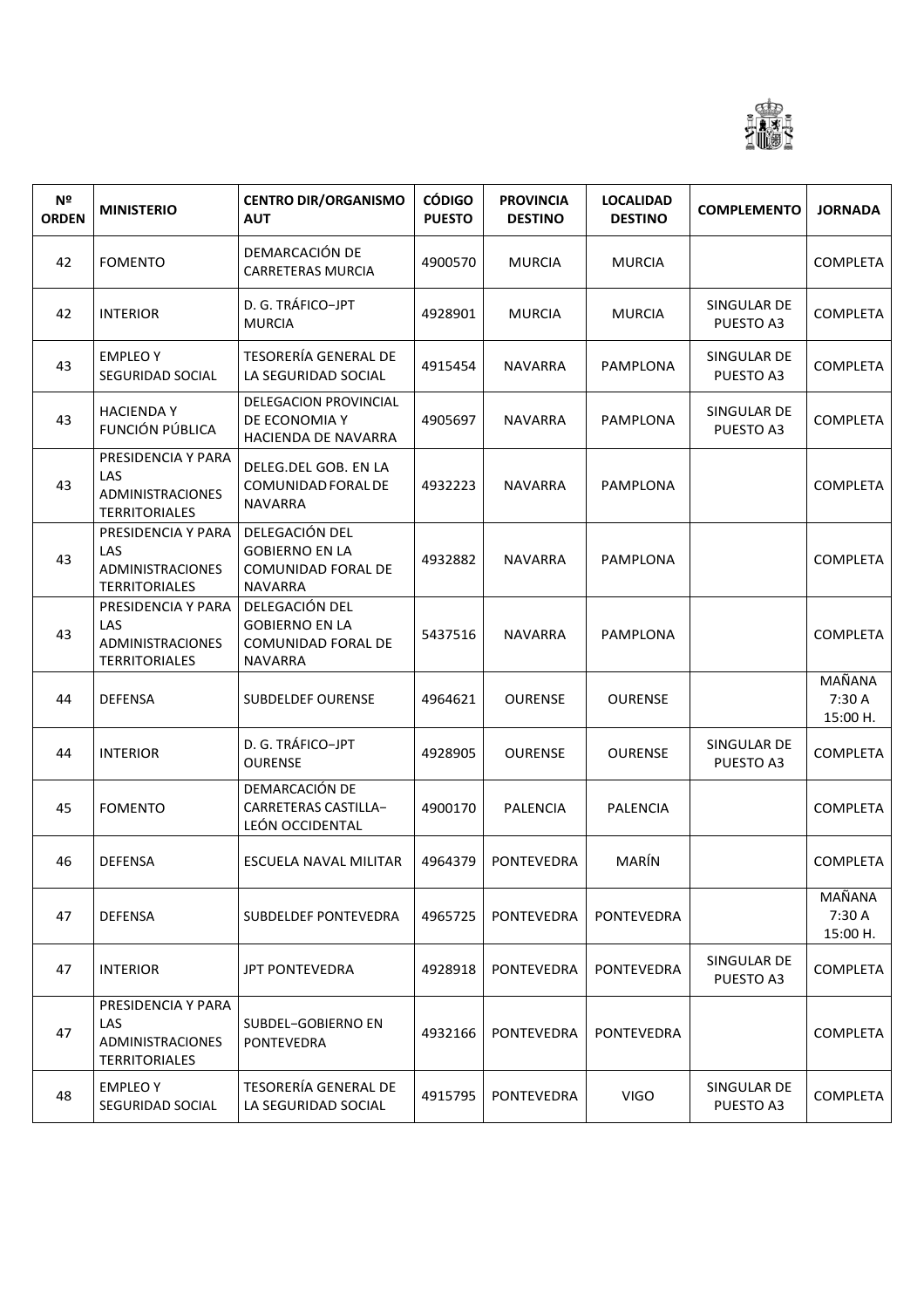| Nº ORDEN | MINISTERIO | CENTRO DIR/ORGANISMO AUT | CÓDIGO PUESTO | PROVINCIA DESTINO | LOCALIDAD DESTINO | COMPLEMENTO | JORNADA |
|---|---|---|---|---|---|---|---|
| 42 | FOMENTO | DEMARCACIÓN DE CARRETERAS MURCIA | 4900570 | MURCIA | MURCIA | | COMPLETA |
| 42 | INTERIOR | D. G. TRÁFICO−JPT MURCIA | 4928901 | MURCIA | MURCIA | SINGULAR DE PUESTO A3 | COMPLETA |
| 43 | EMPLEO Y SEGURIDAD SOCIAL | TESORERÍA GENERAL DE LA SEGURIDAD SOCIAL | 4915454 | NAVARRA | PAMPLONA | SINGULAR DE PUESTO A3 | COMPLETA |
| 43 | HACIENDA Y FUNCIÓN PÚBLICA | DELEGACION PROVINCIAL DE ECONOMIA Y HACIENDA DE NAVARRA | 4905697 | NAVARRA | PAMPLONA | SINGULAR DE PUESTO A3 | COMPLETA |
| 43 | PRESIDENCIA Y PARA LAS ADMINISTRACIONES TERRITORIALES | DELEG.DEL GOB. EN LA COMUNIDAD FORAL DE NAVARRA | 4932223 | NAVARRA | PAMPLONA | | COMPLETA |
| 43 | PRESIDENCIA Y PARA LAS ADMINISTRACIONES TERRITORIALES | DELEGACIÓN DEL GOBIERNO EN LA COMUNIDAD FORAL DE NAVARRA | 4932882 | NAVARRA | PAMPLONA | | COMPLETA |
| 43 | PRESIDENCIA Y PARA LAS ADMINISTRACIONES TERRITORIALES | DELEGACIÓN DEL GOBIERNO EN LA COMUNIDAD FORAL DE NAVARRA | 5437516 | NAVARRA | PAMPLONA | | COMPLETA |
| 44 | DEFENSA | SUBDELDEF OURENSE | 4964621 | OURENSE | OURENSE | | MAÑANA 7:30 A 15:00 H. |
| 44 | INTERIOR | D. G. TRÁFICO−JPT OURENSE | 4928905 | OURENSE | OURENSE | SINGULAR DE PUESTO A3 | COMPLETA |
| 45 | FOMENTO | DEMARCACIÓN DE CARRETERAS CASTILLA−LEÓN OCCIDENTAL | 4900170 | PALENCIA | PALENCIA | | COMPLETA |
| 46 | DEFENSA | ESCUELA NAVAL MILITAR | 4964379 | PONTEVEDRA | MARÍN | | COMPLETA |
| 47 | DEFENSA | SUBDELDEF PONTEVEDRA | 4965725 | PONTEVEDRA | PONTEVEDRA | | MAÑANA 7:30 A 15:00 H. |
| 47 | INTERIOR | JPT PONTEVEDRA | 4928918 | PONTEVEDRA | PONTEVEDRA | SINGULAR DE PUESTO A3 | COMPLETA |
| 47 | PRESIDENCIA Y PARA LAS ADMINISTRACIONES TERRITORIALES | SUBDEL−GOBIERNO EN PONTEVEDRA | 4932166 | PONTEVEDRA | PONTEVEDRA | | COMPLETA |
| 48 | EMPLEO Y SEGURIDAD SOCIAL | TESORERÍA GENERAL DE LA SEGURIDAD SOCIAL | 4915795 | PONTEVEDRA | VIGO | SINGULAR DE PUESTO A3 | COMPLETA |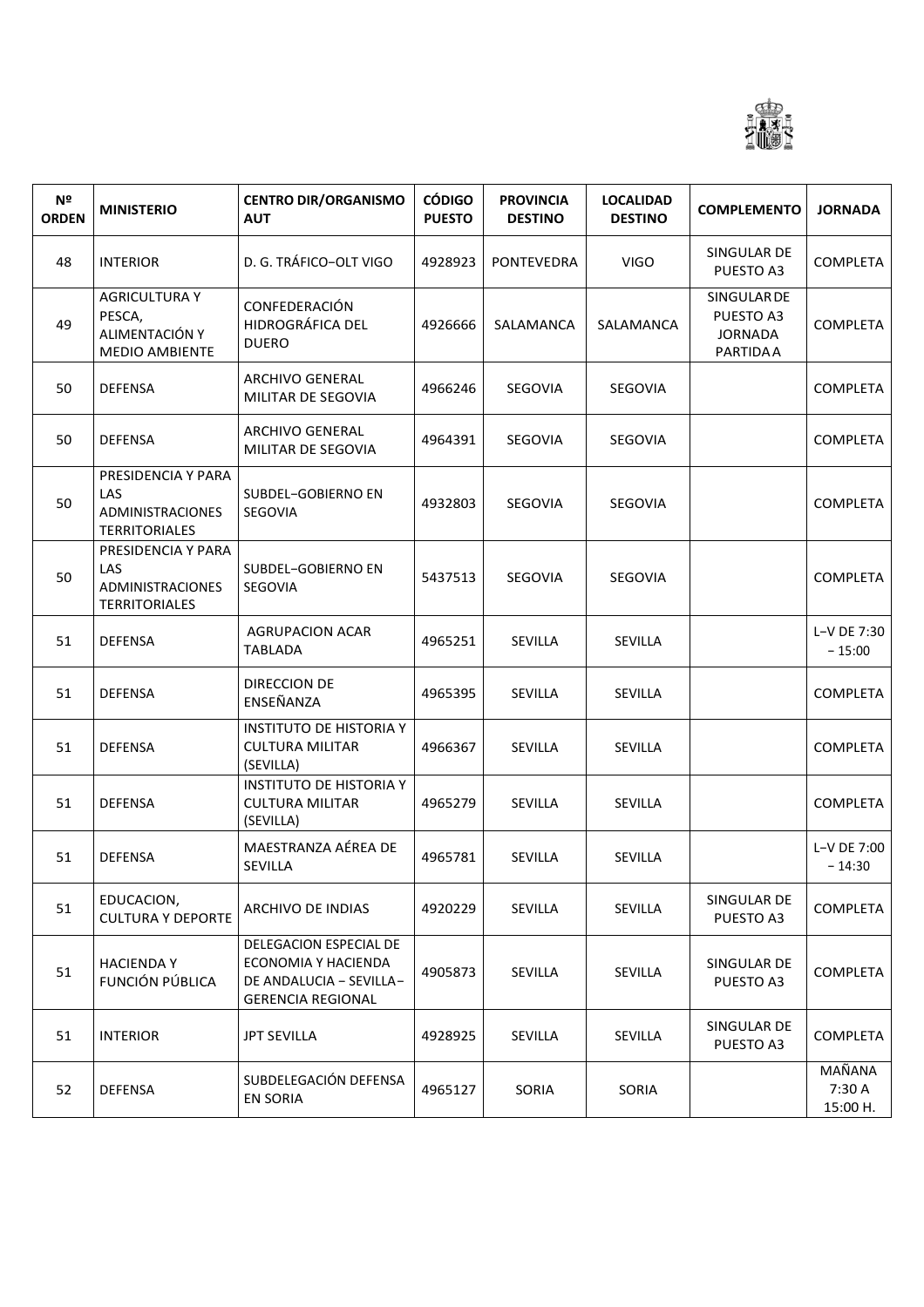| Nº ORDEN | MINISTERIO | CENTRO DIR/ORGANISMO AUT | CÓDIGO PUESTO | PROVINCIA DESTINO | LOCALIDAD DESTINO | COMPLEMENTO | JORNADA |
|---|---|---|---|---|---|---|---|
| 48 | INTERIOR | D. G. TRÁFICO−OLT VIGO | 4928923 | PONTEVEDRA | VIGO | SINGULAR DE PUESTO A3 | COMPLETA |
| 49 | AGRICULTURA Y PESCA, ALIMENTACIÓN Y MEDIO AMBIENTE | CONFEDERACIÓN HIDROGRÁFICA DEL DUERO | 4926666 | SALAMANCA | SALAMANCA | SINGULAR DE PUESTO A3 JORNADA PARTIDA A | COMPLETA |
| 50 | DEFENSA | ARCHIVO GENERAL MILITAR DE SEGOVIA | 4966246 | SEGOVIA | SEGOVIA | | COMPLETA |
| 50 | DEFENSA | ARCHIVO GENERAL MILITAR DE SEGOVIA | 4964391 | SEGOVIA | SEGOVIA | | COMPLETA |
| 50 | PRESIDENCIA Y PARA LAS ADMINISTRACIONES TERRITORIALES | SUBDEL−GOBIERNO EN SEGOVIA | 4932803 | SEGOVIA | SEGOVIA | | COMPLETA |
| 50 | PRESIDENCIA Y PARA LAS ADMINISTRACIONES TERRITORIALES | SUBDEL−GOBIERNO EN SEGOVIA | 5437513 | SEGOVIA | SEGOVIA | | COMPLETA |
| 51 | DEFENSA | AGRUPACION ACAR TABLADA | 4965251 | SEVILLA | SEVILLA | | L−V DE 7:30 − 15:00 |
| 51 | DEFENSA | DIRECCION DE ENSEÑANZA | 4965395 | SEVILLA | SEVILLA | | COMPLETA |
| 51 | DEFENSA | INSTITUTO DE HISTORIA Y CULTURA MILITAR (SEVILLA) | 4966367 | SEVILLA | SEVILLA | | COMPLETA |
| 51 | DEFENSA | INSTITUTO DE HISTORIA Y CULTURA MILITAR (SEVILLA) | 4965279 | SEVILLA | SEVILLA | | COMPLETA |
| 51 | DEFENSA | MAESTRANZA AÉREA DE SEVILLA | 4965781 | SEVILLA | SEVILLA | | L−V DE 7:00 − 14:30 |
| 51 | EDUCACION, CULTURA Y DEPORTE | ARCHIVO DE INDIAS | 4920229 | SEVILLA | SEVILLA | SINGULAR DE PUESTO A3 | COMPLETA |
| 51 | HACIENDA Y FUNCIÓN PÚBLICA | DELEGACION ESPECIAL DE ECONOMIA Y HACIENDA DE ANDALUCIA − SEVILLA−GERENCIA REGIONAL | 4905873 | SEVILLA | SEVILLA | SINGULAR DE PUESTO A3 | COMPLETA |
| 51 | INTERIOR | JPT SEVILLA | 4928925 | SEVILLA | SEVILLA | SINGULAR DE PUESTO A3 | COMPLETA |
| 52 | DEFENSA | SUBDELEGACIÓN DEFENSA EN SORIA | 4965127 | SORIA | SORIA | | MAÑANA 7:30 A 15:00 H. |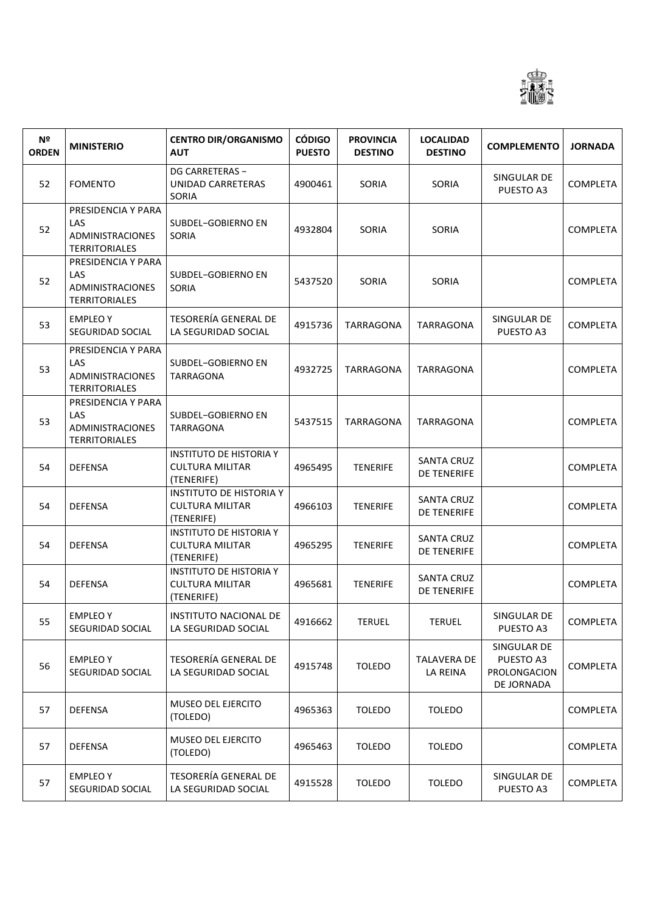| Nº ORDEN | MINISTERIO | CENTRO DIR/ORGANISMO AUT | CÓDIGO PUESTO | PROVINCIA DESTINO | LOCALIDAD DESTINO | COMPLEMENTO | JORNADA |
|---|---|---|---|---|---|---|---|
| 52 | FOMENTO | DG CARRETERAS – UNIDAD CARRETERAS SORIA | 4900461 | SORIA | SORIA | SINGULAR DE PUESTO A3 | COMPLETA |
| 52 | PRESIDENCIA Y PARA LAS ADMINISTRACIONES TERRITORIALES | SUBDEL–GOBIERNO EN SORIA | 4932804 | SORIA | SORIA | | COMPLETA |
| 52 | PRESIDENCIA Y PARA LAS ADMINISTRACIONES TERRITORIALES | SUBDEL–GOBIERNO EN SORIA | 5437520 | SORIA | SORIA | | COMPLETA |
| 53 | EMPLEO Y SEGURIDAD SOCIAL | TESORERÍA GENERAL DE LA SEGURIDAD SOCIAL | 4915736 | TARRAGONA | TARRAGONA | SINGULAR DE PUESTO A3 | COMPLETA |
| 53 | PRESIDENCIA Y PARA LAS ADMINISTRACIONES TERRITORIALES | SUBDEL–GOBIERNO EN TARRAGONA | 4932725 | TARRAGONA | TARRAGONA | | COMPLETA |
| 53 | PRESIDENCIA Y PARA LAS ADMINISTRACIONES TERRITORIALES | SUBDEL–GOBIERNO EN TARRAGONA | 5437515 | TARRAGONA | TARRAGONA | | COMPLETA |
| 54 | DEFENSA | INSTITUTO DE HISTORIA Y CULTURA MILITAR (TENERIFE) | 4965495 | TENERIFE | SANTA CRUZ DE TENERIFE | | COMPLETA |
| 54 | DEFENSA | INSTITUTO DE HISTORIA Y CULTURA MILITAR (TENERIFE) | 4966103 | TENERIFE | SANTA CRUZ DE TENERIFE | | COMPLETA |
| 54 | DEFENSA | INSTITUTO DE HISTORIA Y CULTURA MILITAR (TENERIFE) | 4965295 | TENERIFE | SANTA CRUZ DE TENERIFE | | COMPLETA |
| 54 | DEFENSA | INSTITUTO DE HISTORIA Y CULTURA MILITAR (TENERIFE) | 4965681 | TENERIFE | SANTA CRUZ DE TENERIFE | | COMPLETA |
| 55 | EMPLEO Y SEGURIDAD SOCIAL | INSTITUTO NACIONAL DE LA SEGURIDAD SOCIAL | 4916662 | TERUEL | TERUEL | SINGULAR DE PUESTO A3 | COMPLETA |
| 56 | EMPLEO Y SEGURIDAD SOCIAL | TESORERÍA GENERAL DE LA SEGURIDAD SOCIAL | 4915748 | TOLEDO | TALAVERA DE LA REINA | SINGULAR DE PUESTO A3 PROLONGACION DE JORNADA | COMPLETA |
| 57 | DEFENSA | MUSEO DEL EJERCITO (TOLEDO) | 4965363 | TOLEDO | TOLEDO | | COMPLETA |
| 57 | DEFENSA | MUSEO DEL EJERCITO (TOLEDO) | 4965463 | TOLEDO | TOLEDO | | COMPLETA |
| 57 | EMPLEO Y SEGURIDAD SOCIAL | TESORERÍA GENERAL DE LA SEGURIDAD SOCIAL | 4915528 | TOLEDO | TOLEDO | SINGULAR DE PUESTO A3 | COMPLETA |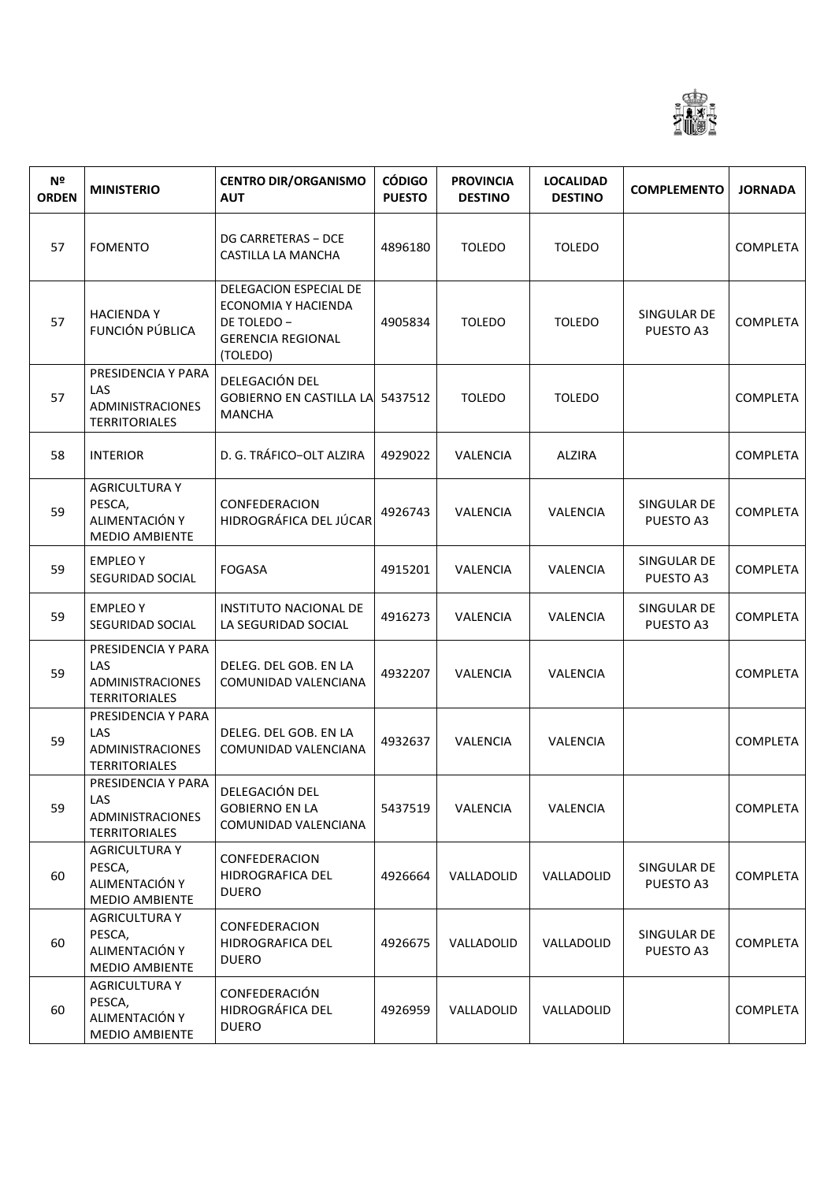| Nº ORDEN | MINISTERIO | CENTRO DIR/ORGANISMO AUT | CÓDIGO PUESTO | PROVINCIA DESTINO | LOCALIDAD DESTINO | COMPLEMENTO | JORNADA |
|---|---|---|---|---|---|---|---|
| 57 | FOMENTO | DG CARRETERAS − DCE CASTILLA LA MANCHA | 4896180 | TOLEDO | TOLEDO | | COMPLETA |
| 57 | HACIENDA Y FUNCIÓN PÚBLICA | DELEGACION ESPECIAL DE ECONOMIA Y HACIENDA DE TOLEDO − GERENCIA REGIONAL (TOLEDO) | 4905834 | TOLEDO | TOLEDO | SINGULAR DE PUESTO A3 | COMPLETA |
| 57 | PRESIDENCIA Y PARA LAS ADMINISTRACIONES TERRITORIALES | DELEGACIÓN DEL GOBIERNO EN CASTILLA LA MANCHA | 5437512 | TOLEDO | TOLEDO | | COMPLETA |
| 58 | INTERIOR | D. G. TRÁFICO−OLT ALZIRA | 4929022 | VALENCIA | ALZIRA | | COMPLETA |
| 59 | AGRICULTURA Y PESCA, ALIMENTACIÓN Y MEDIO AMBIENTE | CONFEDERACION HIDROGRÁFICA DEL JÚCAR | 4926743 | VALENCIA | VALENCIA | SINGULAR DE PUESTO A3 | COMPLETA |
| 59 | EMPLEO Y SEGURIDAD SOCIAL | FOGASA | 4915201 | VALENCIA | VALENCIA | SINGULAR DE PUESTO A3 | COMPLETA |
| 59 | EMPLEO Y SEGURIDAD SOCIAL | INSTITUTO NACIONAL DE LA SEGURIDAD SOCIAL | 4916273 | VALENCIA | VALENCIA | SINGULAR DE PUESTO A3 | COMPLETA |
| 59 | PRESIDENCIA Y PARA LAS ADMINISTRACIONES TERRITORIALES | DELEG. DEL GOB. EN LA COMUNIDAD VALENCIANA | 4932207 | VALENCIA | VALENCIA | | COMPLETA |
| 59 | PRESIDENCIA Y PARA LAS ADMINISTRACIONES TERRITORIALES | DELEG. DEL GOB. EN LA COMUNIDAD VALENCIANA | 4932637 | VALENCIA | VALENCIA | | COMPLETA |
| 59 | PRESIDENCIA Y PARA LAS ADMINISTRACIONES TERRITORIALES | DELEGACIÓN DEL GOBIERNO EN LA COMUNIDAD VALENCIANA | 5437519 | VALENCIA | VALENCIA | | COMPLETA |
| 60 | AGRICULTURA Y PESCA, ALIMENTACIÓN Y MEDIO AMBIENTE | CONFEDERACION HIDROGRAFICA DEL DUERO | 4926664 | VALLADOLID | VALLADOLID | SINGULAR DE PUESTO A3 | COMPLETA |
| 60 | AGRICULTURA Y PESCA, ALIMENTACIÓN Y MEDIO AMBIENTE | CONFEDERACION HIDROGRAFICA DEL DUERO | 4926675 | VALLADOLID | VALLADOLID | SINGULAR DE PUESTO A3 | COMPLETA |
| 60 | AGRICULTURA Y PESCA, ALIMENTACIÓN Y MEDIO AMBIENTE | CONFEDERACIÓN HIDROGRÁFICA DEL DUERO | 4926959 | VALLADOLID | VALLADOLID | | COMPLETA |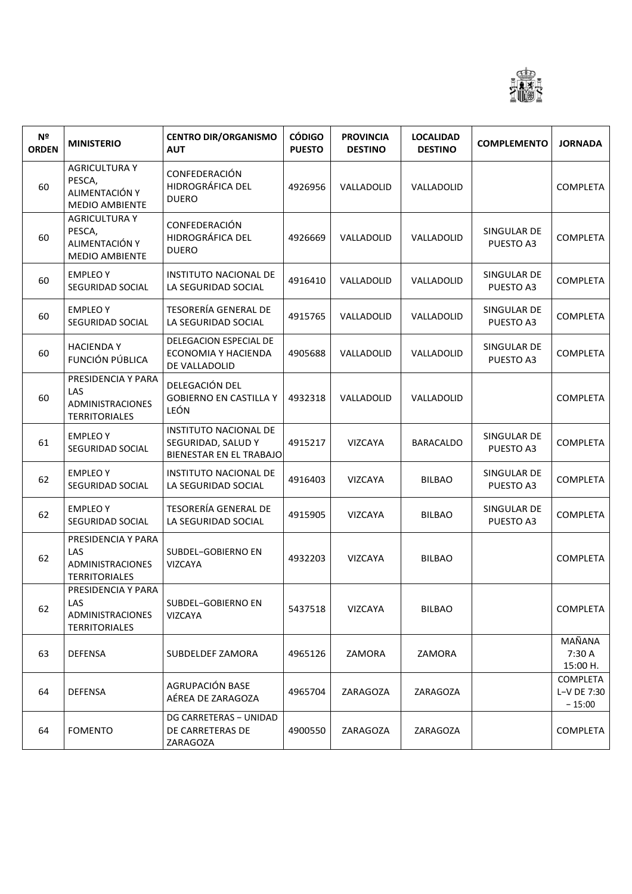| Nº ORDEN | MINISTERIO | CENTRO DIR/ORGANISMO AUT | CÓDIGO PUESTO | PROVINCIA DESTINO | LOCALIDAD DESTINO | COMPLEMENTO | JORNADA |
|---|---|---|---|---|---|---|---|
| 60 | AGRICULTURA Y PESCA, ALIMENTACIÓN Y MEDIO AMBIENTE | CONFEDERACIÓN HIDROGRÁFICA DEL DUERO | 4926956 | VALLADOLID | VALLADOLID | | COMPLETA |
| 60 | AGRICULTURA Y PESCA, ALIMENTACIÓN Y MEDIO AMBIENTE | CONFEDERACIÓN HIDROGRÁFICA DEL DUERO | 4926669 | VALLADOLID | VALLADOLID | SINGULAR DE PUESTO A3 | COMPLETA |
| 60 | EMPLEO Y SEGURIDAD SOCIAL | INSTITUTO NACIONAL DE LA SEGURIDAD SOCIAL | 4916410 | VALLADOLID | VALLADOLID | SINGULAR DE PUESTO A3 | COMPLETA |
| 60 | EMPLEO Y SEGURIDAD SOCIAL | TESORERÍA GENERAL DE LA SEGURIDAD SOCIAL | 4915765 | VALLADOLID | VALLADOLID | SINGULAR DE PUESTO A3 | COMPLETA |
| 60 | HACIENDA Y FUNCIÓN PÚBLICA | DELEGACION ESPECIAL DE ECONOMIA Y HACIENDA DE VALLADOLID | 4905688 | VALLADOLID | VALLADOLID | SINGULAR DE PUESTO A3 | COMPLETA |
| 60 | PRESIDENCIA Y PARA LAS ADMINISTRACIONES TERRITORIALES | DELEGACIÓN DEL GOBIERNO EN CASTILLA Y LEÓN | 4932318 | VALLADOLID | VALLADOLID | | COMPLETA |
| 61 | EMPLEO Y SEGURIDAD SOCIAL | INSTITUTO NACIONAL DE SEGURIDAD, SALUD Y BIENESTAR EN EL TRABAJO | 4915217 | VIZCAYA | BARACALDO | SINGULAR DE PUESTO A3 | COMPLETA |
| 62 | EMPLEO Y SEGURIDAD SOCIAL | INSTITUTO NACIONAL DE LA SEGURIDAD SOCIAL | 4916403 | VIZCAYA | BILBAO | SINGULAR DE PUESTO A3 | COMPLETA |
| 62 | EMPLEO Y SEGURIDAD SOCIAL | TESORERÍA GENERAL DE LA SEGURIDAD SOCIAL | 4915905 | VIZCAYA | BILBAO | SINGULAR DE PUESTO A3 | COMPLETA |
| 62 | PRESIDENCIA Y PARA LAS ADMINISTRACIONES TERRITORIALES | SUBDEL–GOBIERNO EN VIZCAYA | 4932203 | VIZCAYA | BILBAO | | COMPLETA |
| 62 | PRESIDENCIA Y PARA LAS ADMINISTRACIONES TERRITORIALES | SUBDEL–GOBIERNO EN VIZCAYA | 5437518 | VIZCAYA | BILBAO | | COMPLETA |
| 63 | DEFENSA | SUBDELDEF ZAMORA | 4965126 | ZAMORA | ZAMORA | | MAÑANA 7:30 A 15:00 H. |
| 64 | DEFENSA | AGRUPACIÓN BASE AÉREA DE ZARAGOZA | 4965704 | ZARAGOZA | ZARAGOZA | | COMPLETA L–V DE 7:30 – 15:00 |
| 64 | FOMENTO | DG CARRETERAS – UNIDAD DE CARRETERAS DE ZARAGOZA | 4900550 | ZARAGOZA | ZARAGOZA | | COMPLETA |